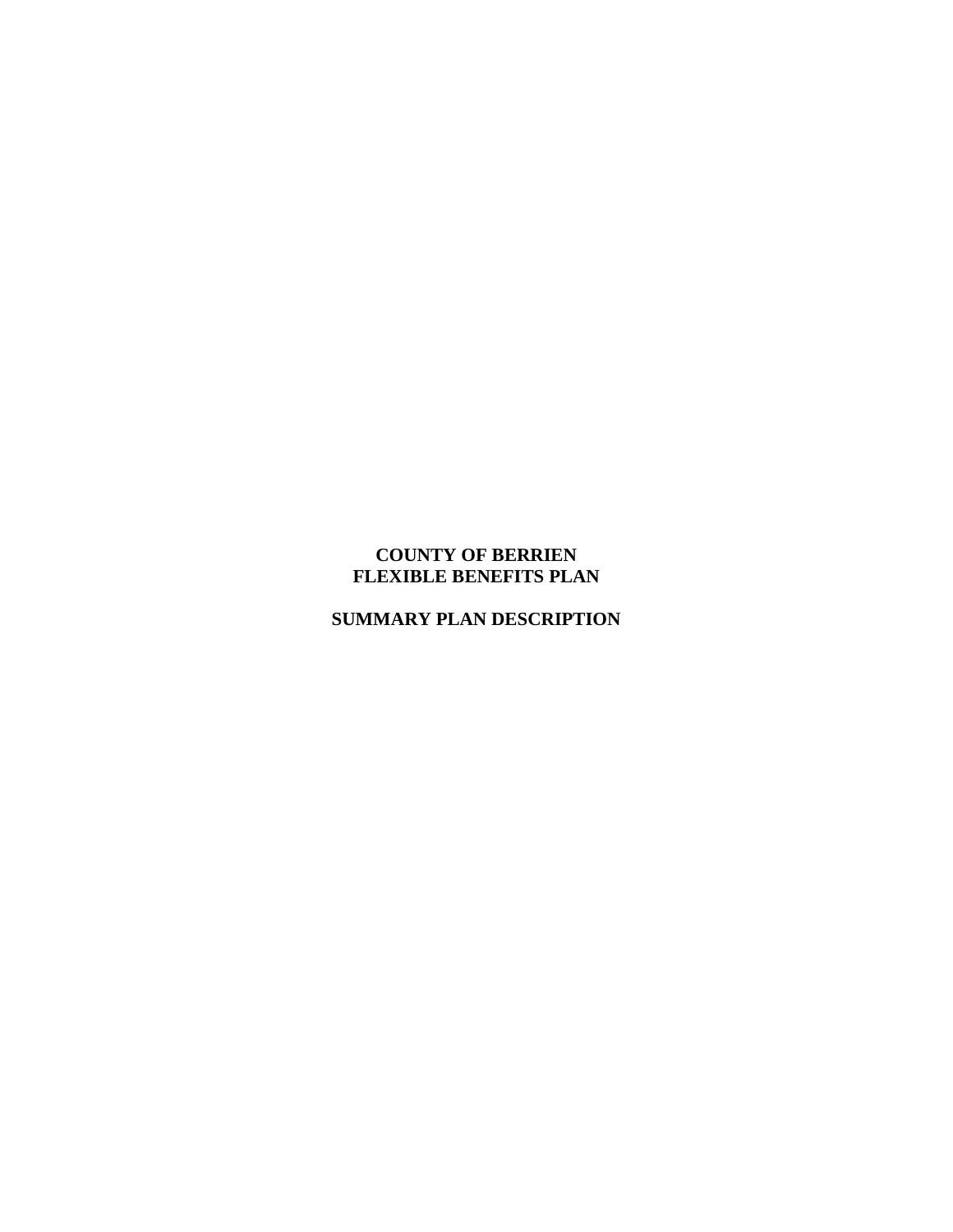# COUNTY OF BERRIEN
# FLEXIBLE BENEFITS PLAN

## SUMMARY PLAN DESCRIPTION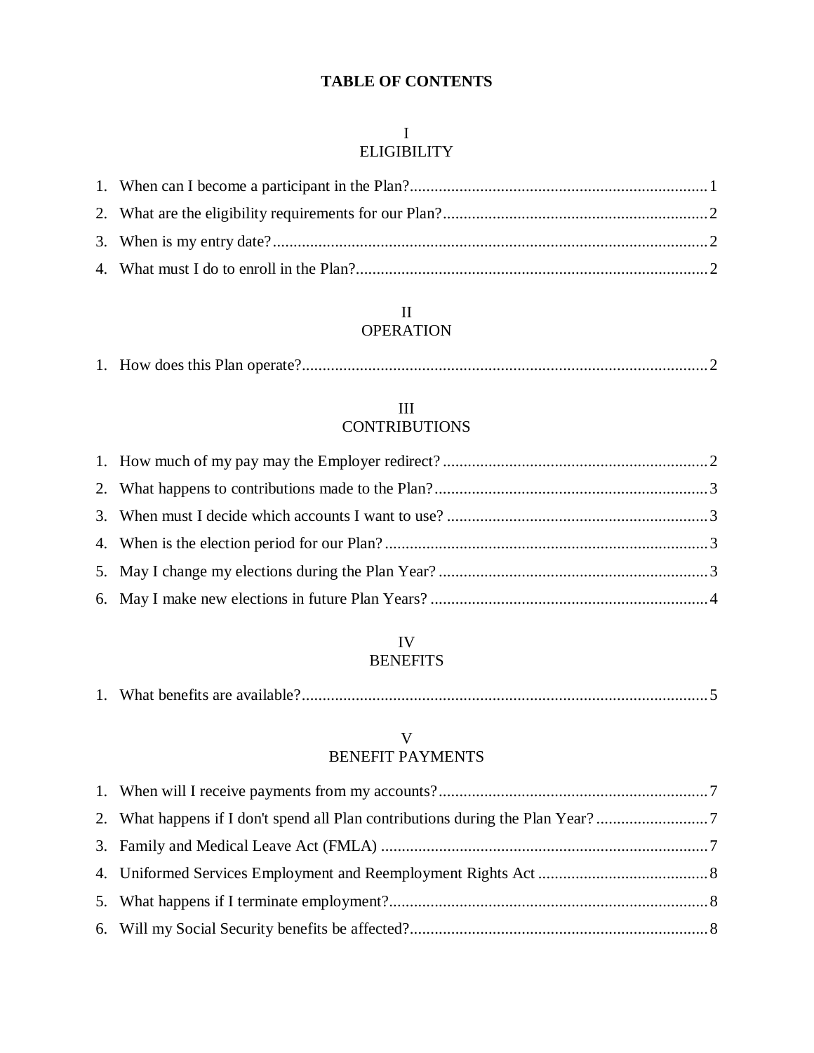# TABLE OF CONTENTS

## I
## ELIGIBILITY

1. When can I become a participant in the Plan? ........ 1
2. What are the eligibility requirements for our Plan? ........ 2
3. When is my entry date? ........ 2
4. What must I do to enroll in the Plan? ........ 2

## II
## OPERATION

1. How does this Plan operate? ........ 2

## III
## CONTRIBUTIONS

1. How much of my pay may the Employer redirect? ........ 2
2. What happens to contributions made to the Plan? ........ 3
3. When must I decide which accounts I want to use? ........ 3
4. When is the election period for our Plan? ........ 3
5. May I change my elections during the Plan Year? ........ 3
6. May I make new elections in future Plan Years? ........ 4

## IV
## BENEFITS

1. What benefits are available? ........ 5

## V
## BENEFIT PAYMENTS

1. When will I receive payments from my accounts? ........ 7
2. What happens if I don't spend all Plan contributions during the Plan Year? ........ 7
3. Family and Medical Leave Act (FMLA) ........ 7
4. Uniformed Services Employment and Reemployment Rights Act ........ 8
5. What happens if I terminate employment? ........ 8
6. Will my Social Security benefits be affected? ........ 8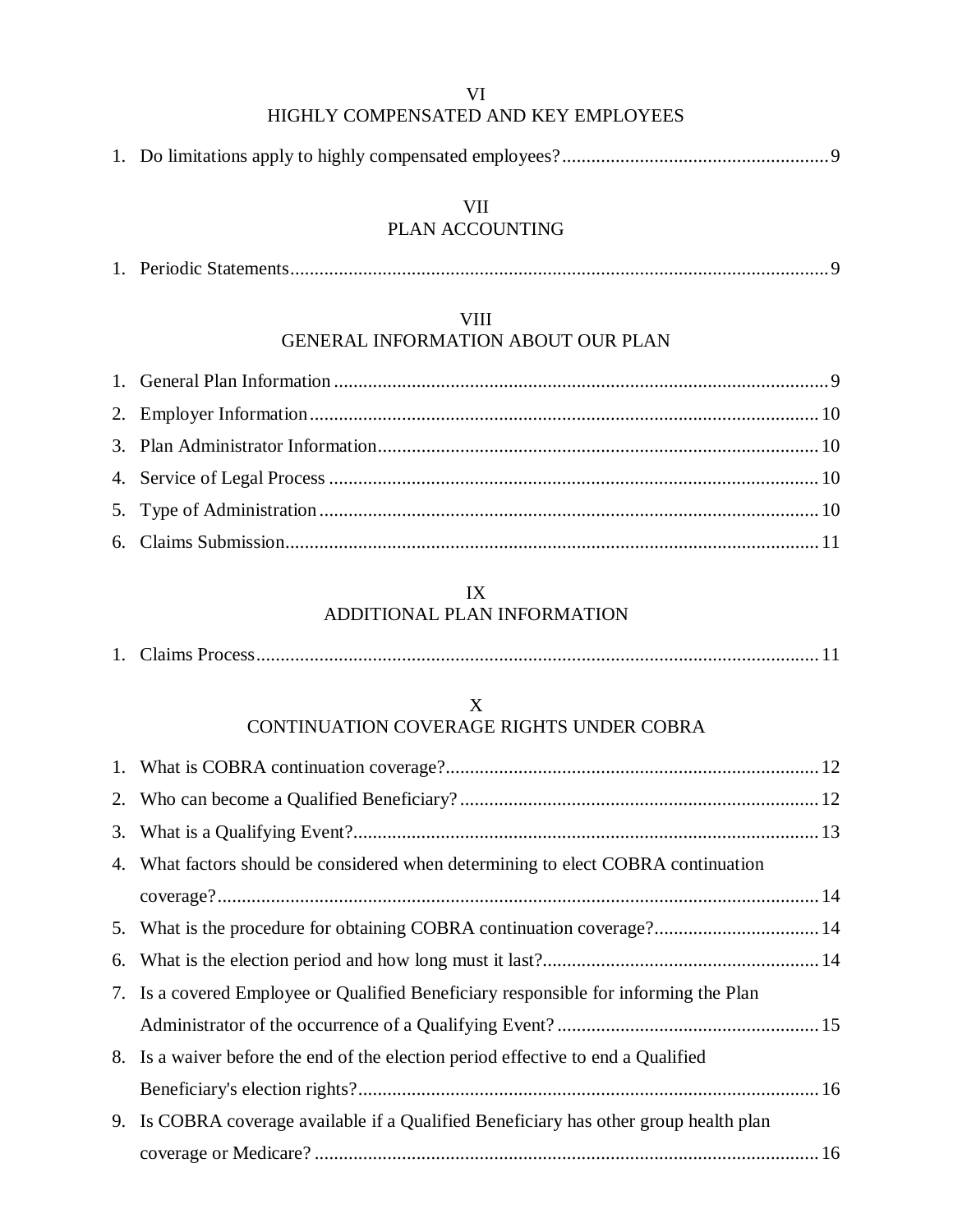## VI
## HIGHLY COMPENSATED AND KEY EMPLOYEES

1. Do limitations apply to highly compensated employees? ....................................................... 9

## VII
## PLAN ACCOUNTING

1. Periodic Statements ....................................................................................................... 9

## VIII
## GENERAL INFORMATION ABOUT OUR PLAN

1. General Plan Information ................................................................................................ 9
2. Employer Information .................................................................................................... 10
3. Plan Administrator Information ...................................................................................... 10
4. Service of Legal Process ................................................................................................ 10
5. Type of Administration .................................................................................................. 10
6. Claims Submission ........................................................................................................ 11

## IX
## ADDITIONAL PLAN INFORMATION

1. Claims Process ............................................................................................................... 11

## X
## CONTINUATION COVERAGE RIGHTS UNDER COBRA

1. What is COBRA continuation coverage? ........................................................................ 12
2. Who can become a Qualified Beneficiary? ..................................................................... 12
3. What is a Qualifying Event? ........................................................................................... 13
4. What factors should be considered when determining to elect COBRA continuation coverage? ........................................................................................................................ 14
5. What is the procedure for obtaining COBRA continuation coverage? .............................. 14
6. What is the election period and how long must it last? .................................................... 14
7. Is a covered Employee or Qualified Beneficiary responsible for informing the Plan Administrator of the occurrence of a Qualifying Event? ...................................................... 15
8. Is a waiver before the end of the election period effective to end a Qualified Beneficiary's election rights? .............................................................................................. 16
9. Is COBRA coverage available if a Qualified Beneficiary has other group health plan coverage or Medicare? ....................................................................................................... 16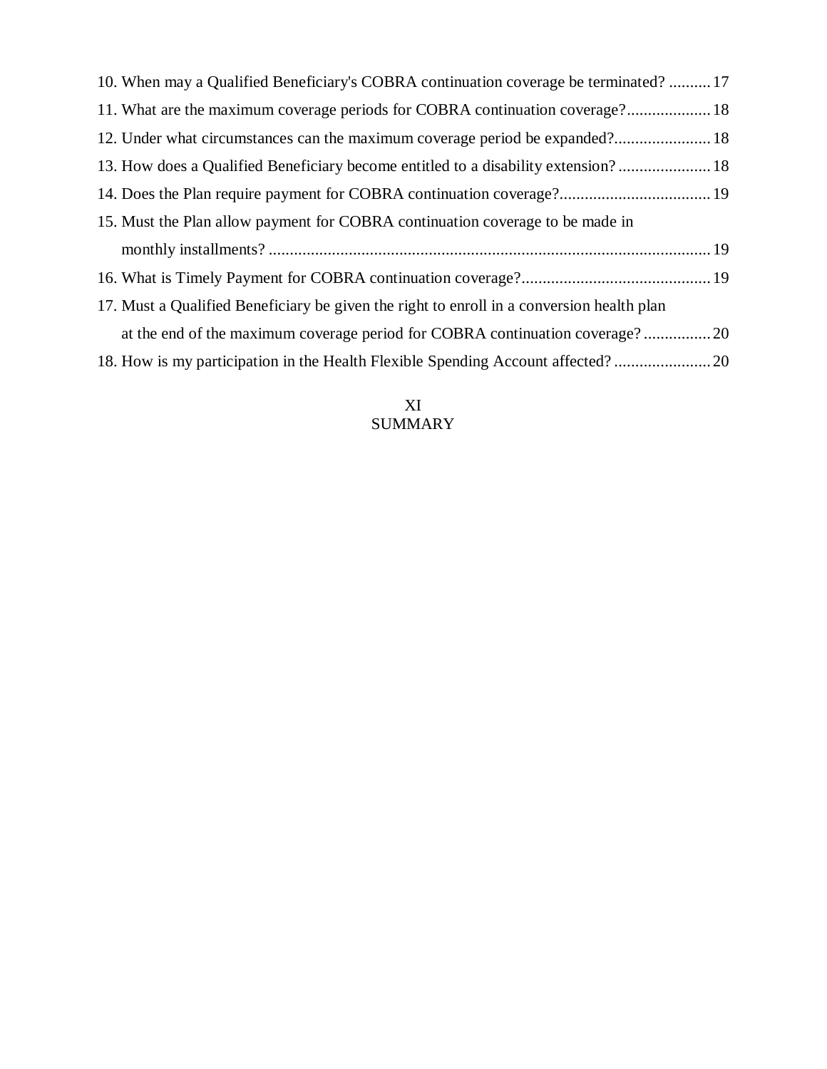10. When may a Qualified Beneficiary's COBRA continuation coverage be terminated? .......... 17
11. What are the maximum coverage periods for COBRA continuation coverage? .................... 18
12. Under what circumstances can the maximum coverage period be expanded? ....................... 18
13. How does a Qualified Beneficiary become entitled to a disability extension? ...................... 18
14. Does the Plan require payment for COBRA continuation coverage? .................................... 19
15. Must the Plan allow payment for COBRA continuation coverage to be made in monthly installments? ......................................................................................................... 19
16. What is Timely Payment for COBRA continuation coverage? ............................................. 19
17. Must a Qualified Beneficiary be given the right to enroll in a conversion health plan at the end of the maximum coverage period for COBRA continuation coverage? ................ 20
18. How is my participation in the Health Flexible Spending Account affected? ....................... 20

XI
SUMMARY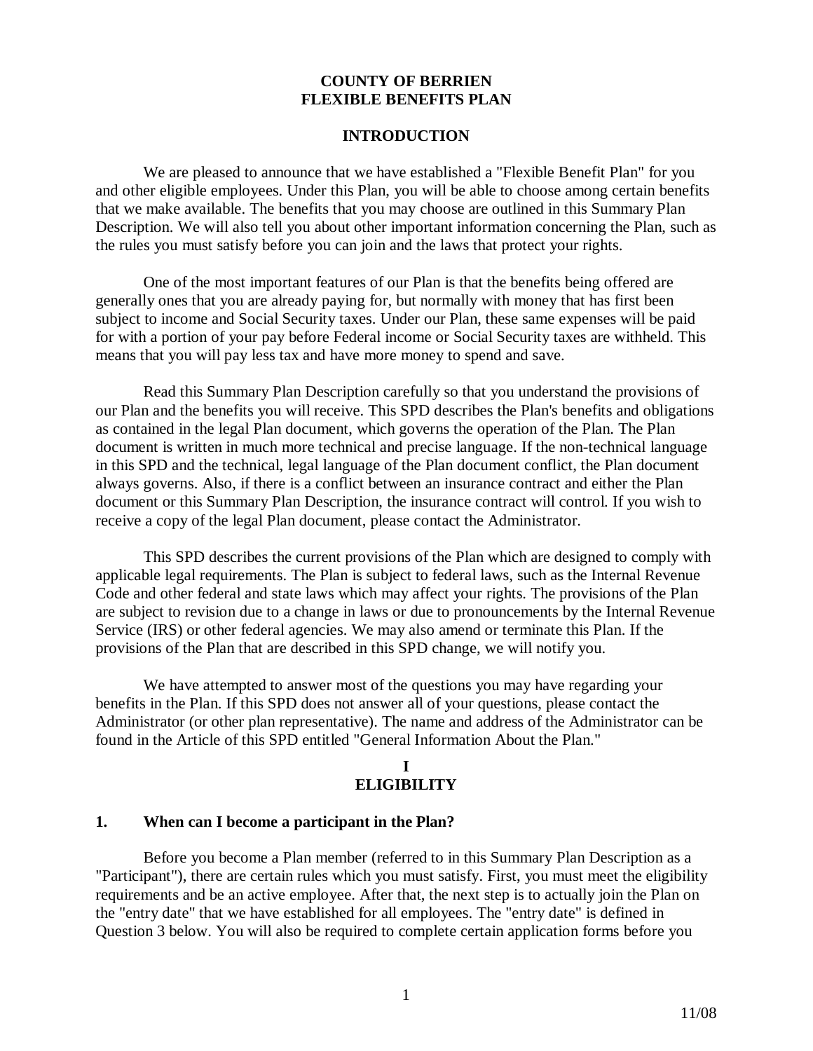# COUNTY OF BERRIEN
# FLEXIBLE BENEFITS PLAN

## INTRODUCTION

We are pleased to announce that we have established a "Flexible Benefit Plan" for you and other eligible employees. Under this Plan, you will be able to choose among certain benefits that we make available. The benefits that you may choose are outlined in this Summary Plan Description. We will also tell you about other important information concerning the Plan, such as the rules you must satisfy before you can join and the laws that protect your rights.

One of the most important features of our Plan is that the benefits being offered are generally ones that you are already paying for, but normally with money that has first been subject to income and Social Security taxes. Under our Plan, these same expenses will be paid for with a portion of your pay before Federal income or Social Security taxes are withheld. This means that you will pay less tax and have more money to spend and save.

Read this Summary Plan Description carefully so that you understand the provisions of our Plan and the benefits you will receive. This SPD describes the Plan's benefits and obligations as contained in the legal Plan document, which governs the operation of the Plan. The Plan document is written in much more technical and precise language. If the non-technical language in this SPD and the technical, legal language of the Plan document conflict, the Plan document always governs. Also, if there is a conflict between an insurance contract and either the Plan document or this Summary Plan Description, the insurance contract will control. If you wish to receive a copy of the legal Plan document, please contact the Administrator.

This SPD describes the current provisions of the Plan which are designed to comply with applicable legal requirements. The Plan is subject to federal laws, such as the Internal Revenue Code and other federal and state laws which may affect your rights. The provisions of the Plan are subject to revision due to a change in laws or due to pronouncements by the Internal Revenue Service (IRS) or other federal agencies. We may also amend or terminate this Plan. If the provisions of the Plan that are described in this SPD change, we will notify you.

We have attempted to answer most of the questions you may have regarding your benefits in the Plan. If this SPD does not answer all of your questions, please contact the Administrator (or other plan representative). The name and address of the Administrator can be found in the Article of this SPD entitled "General Information About the Plan."

## I
## ELIGIBILITY

### 1. When can I become a participant in the Plan?

Before you become a Plan member (referred to in this Summary Plan Description as a "Participant"), there are certain rules which you must satisfy. First, you must meet the eligibility requirements and be an active employee. After that, the next step is to actually join the Plan on the "entry date" that we have established for all employees. The "entry date" is defined in Question 3 below. You will also be required to complete certain application forms before you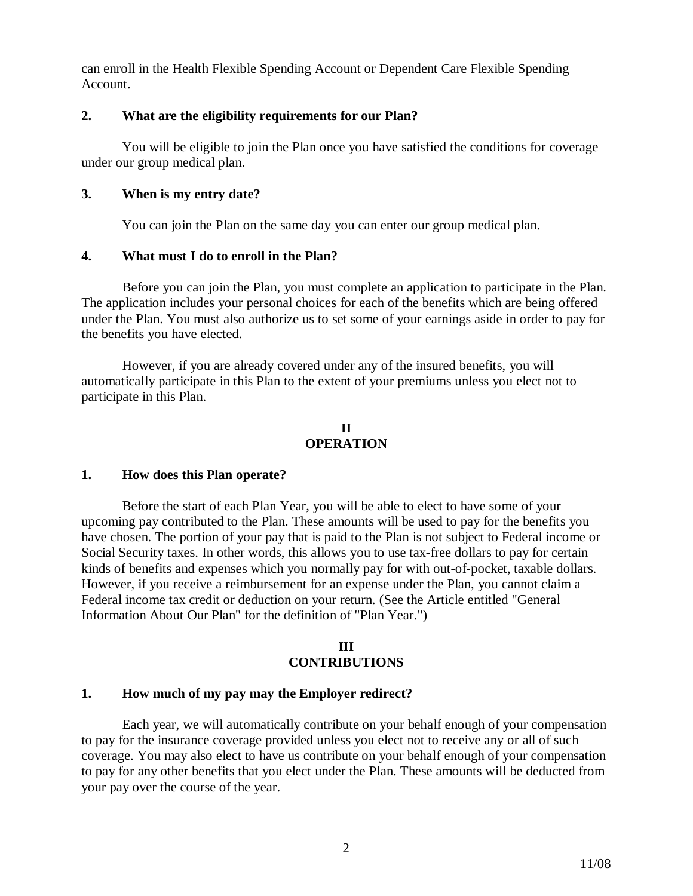can enroll in the Health Flexible Spending Account or Dependent Care Flexible Spending Account.

### 2. What are the eligibility requirements for our Plan?

You will be eligible to join the Plan once you have satisfied the conditions for coverage under our group medical plan.

### 3. When is my entry date?

You can join the Plan on the same day you can enter our group medical plan.

### 4. What must I do to enroll in the Plan?

Before you can join the Plan, you must complete an application to participate in the Plan. The application includes your personal choices for each of the benefits which are being offered under the Plan. You must also authorize us to set some of your earnings aside in order to pay for the benefits you have elected.

However, if you are already covered under any of the insured benefits, you will automatically participate in this Plan to the extent of your premiums unless you elect not to participate in this Plan.

## II
## OPERATION

### 1. How does this Plan operate?

Before the start of each Plan Year, you will be able to elect to have some of your upcoming pay contributed to the Plan. These amounts will be used to pay for the benefits you have chosen. The portion of your pay that is paid to the Plan is not subject to Federal income or Social Security taxes. In other words, this allows you to use tax-free dollars to pay for certain kinds of benefits and expenses which you normally pay for with out-of-pocket, taxable dollars. However, if you receive a reimbursement for an expense under the Plan, you cannot claim a Federal income tax credit or deduction on your return. (See the Article entitled "General Information About Our Plan" for the definition of "Plan Year.")

## III
## CONTRIBUTIONS

### 1. How much of my pay may the Employer redirect?

Each year, we will automatically contribute on your behalf enough of your compensation to pay for the insurance coverage provided unless you elect not to receive any or all of such coverage. You may also elect to have us contribute on your behalf enough of your compensation to pay for any other benefits that you elect under the Plan. These amounts will be deducted from your pay over the course of the year.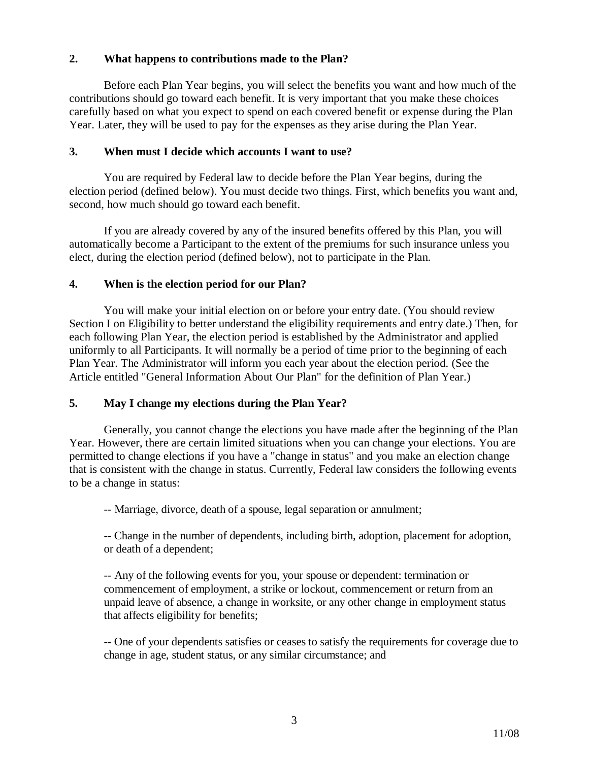### 2. What happens to contributions made to the Plan?

Before each Plan Year begins, you will select the benefits you want and how much of the contributions should go toward each benefit. It is very important that you make these choices carefully based on what you expect to spend on each covered benefit or expense during the Plan Year. Later, they will be used to pay for the expenses as they arise during the Plan Year.

### 3. When must I decide which accounts I want to use?

You are required by Federal law to decide before the Plan Year begins, during the election period (defined below). You must decide two things. First, which benefits you want and, second, how much should go toward each benefit.

If you are already covered by any of the insured benefits offered by this Plan, you will automatically become a Participant to the extent of the premiums for such insurance unless you elect, during the election period (defined below), not to participate in the Plan.

### 4. When is the election period for our Plan?

You will make your initial election on or before your entry date. (You should review Section I on Eligibility to better understand the eligibility requirements and entry date.) Then, for each following Plan Year, the election period is established by the Administrator and applied uniformly to all Participants. It will normally be a period of time prior to the beginning of each Plan Year. The Administrator will inform you each year about the election period. (See the Article entitled "General Information About Our Plan" for the definition of Plan Year.)

### 5. May I change my elections during the Plan Year?

Generally, you cannot change the elections you have made after the beginning of the Plan Year. However, there are certain limited situations when you can change your elections. You are permitted to change elections if you have a "change in status" and you make an election change that is consistent with the change in status. Currently, Federal law considers the following events to be a change in status:

-- Marriage, divorce, death of a spouse, legal separation or annulment;

-- Change in the number of dependents, including birth, adoption, placement for adoption, or death of a dependent;

-- Any of the following events for you, your spouse or dependent: termination or commencement of employment, a strike or lockout, commencement or return from an unpaid leave of absence, a change in worksite, or any other change in employment status that affects eligibility for benefits;

-- One of your dependents satisfies or ceases to satisfy the requirements for coverage due to change in age, student status, or any similar circumstance; and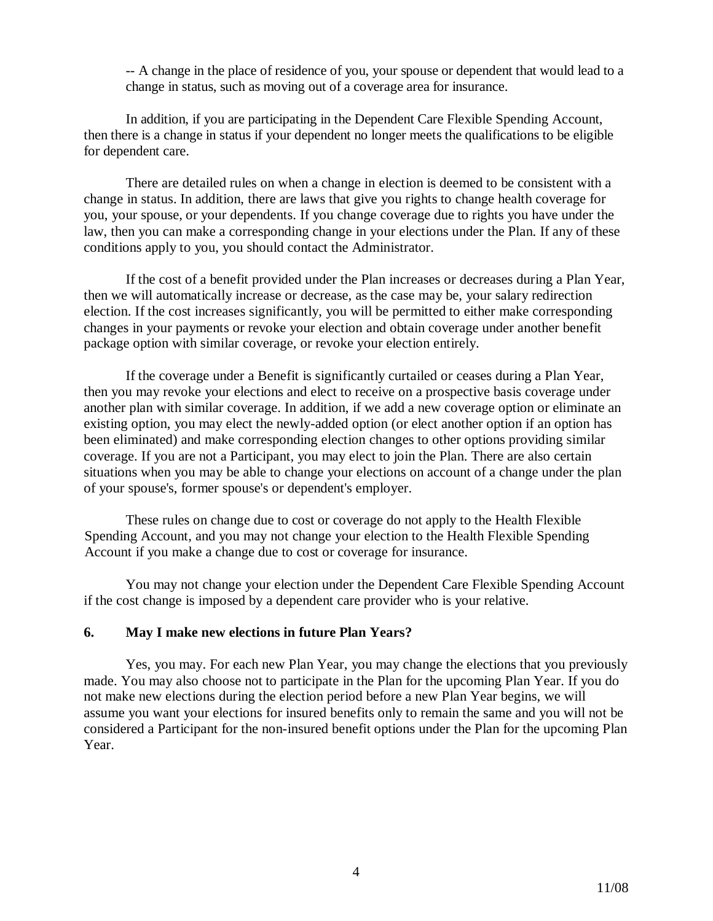-- A change in the place of residence of you, your spouse or dependent that would lead to a change in status, such as moving out of a coverage area for insurance.

In addition, if you are participating in the Dependent Care Flexible Spending Account, then there is a change in status if your dependent no longer meets the qualifications to be eligible for dependent care.

There are detailed rules on when a change in election is deemed to be consistent with a change in status. In addition, there are laws that give you rights to change health coverage for you, your spouse, or your dependents. If you change coverage due to rights you have under the law, then you can make a corresponding change in your elections under the Plan. If any of these conditions apply to you, you should contact the Administrator.

If the cost of a benefit provided under the Plan increases or decreases during a Plan Year, then we will automatically increase or decrease, as the case may be, your salary redirection election. If the cost increases significantly, you will be permitted to either make corresponding changes in your payments or revoke your election and obtain coverage under another benefit package option with similar coverage, or revoke your election entirely.

If the coverage under a Benefit is significantly curtailed or ceases during a Plan Year, then you may revoke your elections and elect to receive on a prospective basis coverage under another plan with similar coverage. In addition, if we add a new coverage option or eliminate an existing option, you may elect the newly-added option (or elect another option if an option has been eliminated) and make corresponding election changes to other options providing similar coverage. If you are not a Participant, you may elect to join the Plan. There are also certain situations when you may be able to change your elections on account of a change under the plan of your spouse's, former spouse's or dependent's employer.

These rules on change due to cost or coverage do not apply to the Health Flexible Spending Account, and you may not change your election to the Health Flexible Spending Account if you make a change due to cost or coverage for insurance.

You may not change your election under the Dependent Care Flexible Spending Account if the cost change is imposed by a dependent care provider who is your relative.

**6. May I make new elections in future Plan Years?**

Yes, you may. For each new Plan Year, you may change the elections that you previously made. You may also choose not to participate in the Plan for the upcoming Plan Year. If you do not make new elections during the election period before a new Plan Year begins, we will assume you want your elections for insured benefits only to remain the same and you will not be considered a Participant for the non-insured benefit options under the Plan for the upcoming Plan Year.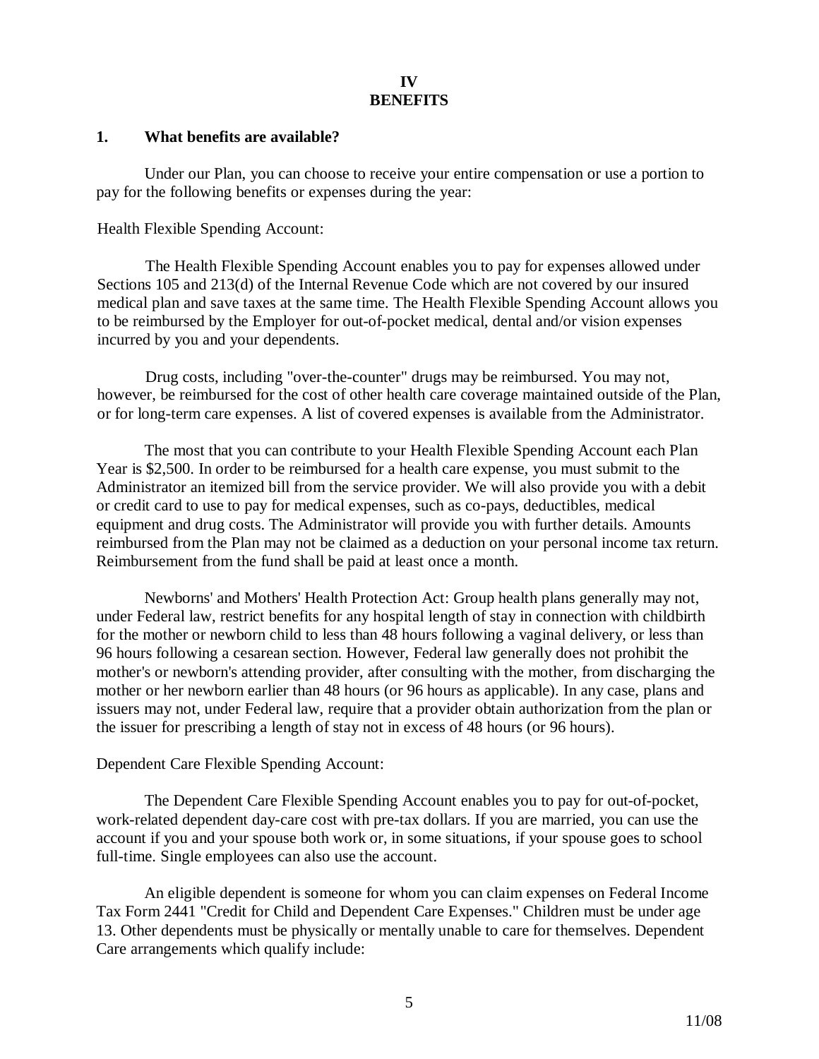# IV
# BENEFITS

## 1. What benefits are available?

Under our Plan, you can choose to receive your entire compensation or use a portion to pay for the following benefits or expenses during the year:

Health Flexible Spending Account:

The Health Flexible Spending Account enables you to pay for expenses allowed under Sections 105 and 213(d) of the Internal Revenue Code which are not covered by our insured medical plan and save taxes at the same time. The Health Flexible Spending Account allows you to be reimbursed by the Employer for out-of-pocket medical, dental and/or vision expenses incurred by you and your dependents.

Drug costs, including "over-the-counter" drugs may be reimbursed. You may not, however, be reimbursed for the cost of other health care coverage maintained outside of the Plan, or for long-term care expenses. A list of covered expenses is available from the Administrator.

The most that you can contribute to your Health Flexible Spending Account each Plan Year is $2,500. In order to be reimbursed for a health care expense, you must submit to the Administrator an itemized bill from the service provider. We will also provide you with a debit or credit card to use to pay for medical expenses, such as co-pays, deductibles, medical equipment and drug costs. The Administrator will provide you with further details. Amounts reimbursed from the Plan may not be claimed as a deduction on your personal income tax return. Reimbursement from the fund shall be paid at least once a month.

Newborns' and Mothers' Health Protection Act: Group health plans generally may not, under Federal law, restrict benefits for any hospital length of stay in connection with childbirth for the mother or newborn child to less than 48 hours following a vaginal delivery, or less than 96 hours following a cesarean section. However, Federal law generally does not prohibit the mother's or newborn's attending provider, after consulting with the mother, from discharging the mother or her newborn earlier than 48 hours (or 96 hours as applicable). In any case, plans and issuers may not, under Federal law, require that a provider obtain authorization from the plan or the issuer for prescribing a length of stay not in excess of 48 hours (or 96 hours).

Dependent Care Flexible Spending Account:

The Dependent Care Flexible Spending Account enables you to pay for out-of-pocket, work-related dependent day-care cost with pre-tax dollars. If you are married, you can use the account if you and your spouse both work or, in some situations, if your spouse goes to school full-time. Single employees can also use the account.

An eligible dependent is someone for whom you can claim expenses on Federal Income Tax Form 2441 "Credit for Child and Dependent Care Expenses." Children must be under age 13. Other dependents must be physically or mentally unable to care for themselves. Dependent Care arrangements which qualify include: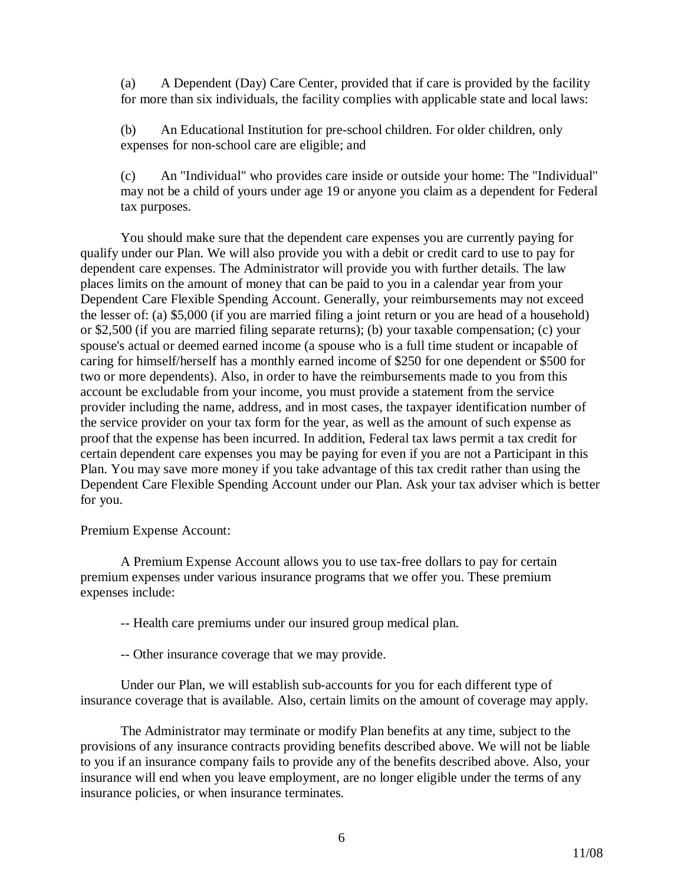(a) A Dependent (Day) Care Center, provided that if care is provided by the facility for more than six individuals, the facility complies with applicable state and local laws:

(b) An Educational Institution for pre-school children. For older children, only expenses for non-school care are eligible; and

(c) An "Individual" who provides care inside or outside your home: The "Individual" may not be a child of yours under age 19 or anyone you claim as a dependent for Federal tax purposes.

You should make sure that the dependent care expenses you are currently paying for qualify under our Plan. We will also provide you with a debit or credit card to use to pay for dependent care expenses. The Administrator will provide you with further details. The law places limits on the amount of money that can be paid to you in a calendar year from your Dependent Care Flexible Spending Account. Generally, your reimbursements may not exceed the lesser of: (a) $5,000 (if you are married filing a joint return or you are head of a household) or $2,500 (if you are married filing separate returns); (b) your taxable compensation; (c) your spouse's actual or deemed earned income (a spouse who is a full time student or incapable of caring for himself/herself has a monthly earned income of $250 for one dependent or $500 for two or more dependents). Also, in order to have the reimbursements made to you from this account be excludable from your income, you must provide a statement from the service provider including the name, address, and in most cases, the taxpayer identification number of the service provider on your tax form for the year, as well as the amount of such expense as proof that the expense has been incurred. In addition, Federal tax laws permit a tax credit for certain dependent care expenses you may be paying for even if you are not a Participant in this Plan. You may save more money if you take advantage of this tax credit rather than using the Dependent Care Flexible Spending Account under our Plan. Ask your tax adviser which is better for you.

Premium Expense Account:

A Premium Expense Account allows you to use tax-free dollars to pay for certain premium expenses under various insurance programs that we offer you. These premium expenses include:

-- Health care premiums under our insured group medical plan.

-- Other insurance coverage that we may provide.

Under our Plan, we will establish sub-accounts for you for each different type of insurance coverage that is available. Also, certain limits on the amount of coverage may apply.

The Administrator may terminate or modify Plan benefits at any time, subject to the provisions of any insurance contracts providing benefits described above. We will not be liable to you if an insurance company fails to provide any of the benefits described above. Also, your insurance will end when you leave employment, are no longer eligible under the terms of any insurance policies, or when insurance terminates.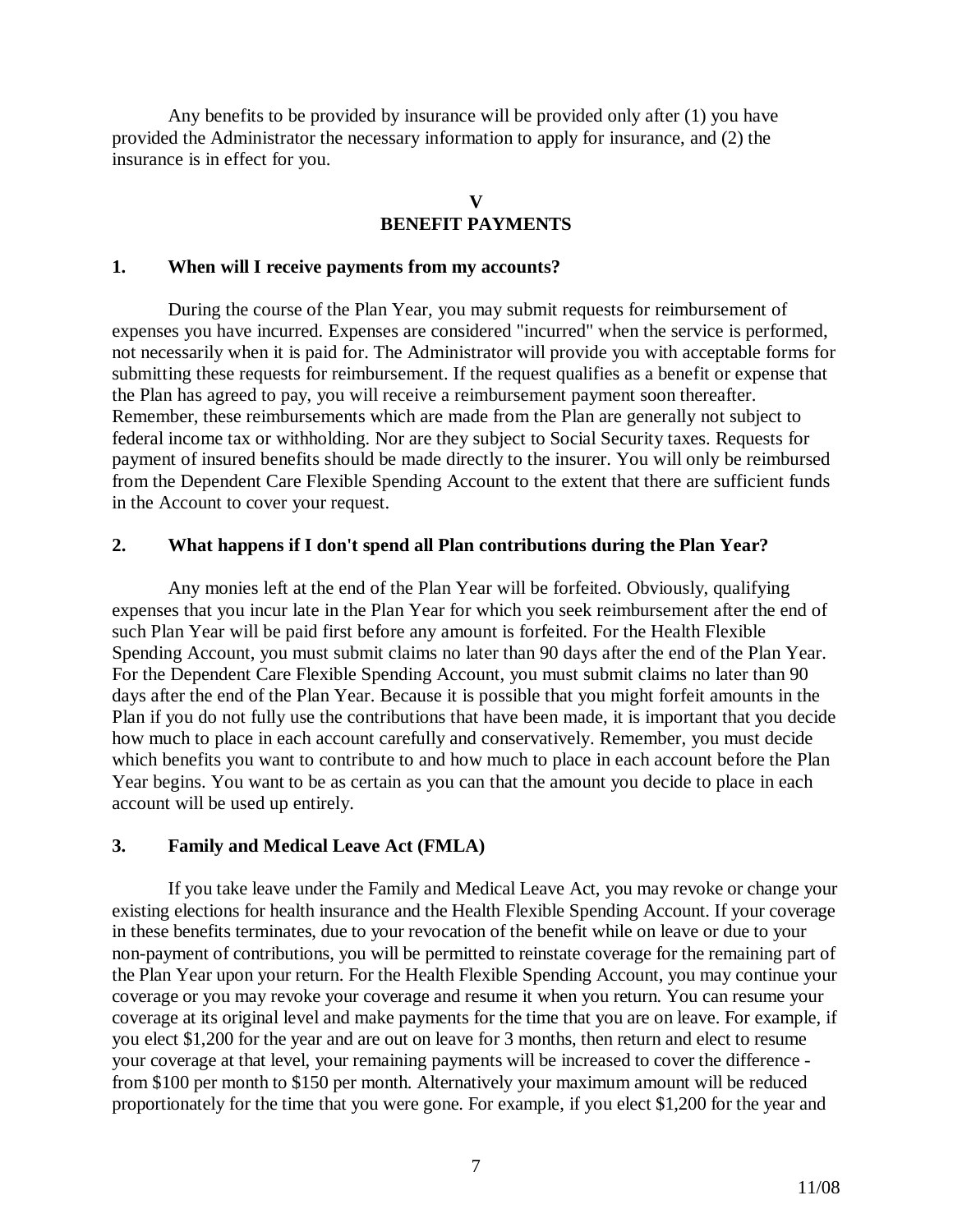Any benefits to be provided by insurance will be provided only after (1) you have provided the Administrator the necessary information to apply for insurance, and (2) the insurance is in effect for you.

## V
## BENEFIT PAYMENTS

### 1. When will I receive payments from my accounts?

During the course of the Plan Year, you may submit requests for reimbursement of expenses you have incurred. Expenses are considered "incurred" when the service is performed, not necessarily when it is paid for. The Administrator will provide you with acceptable forms for submitting these requests for reimbursement. If the request qualifies as a benefit or expense that the Plan has agreed to pay, you will receive a reimbursement payment soon thereafter. Remember, these reimbursements which are made from the Plan are generally not subject to federal income tax or withholding. Nor are they subject to Social Security taxes. Requests for payment of insured benefits should be made directly to the insurer. You will only be reimbursed from the Dependent Care Flexible Spending Account to the extent that there are sufficient funds in the Account to cover your request.

### 2. What happens if I don't spend all Plan contributions during the Plan Year?

Any monies left at the end of the Plan Year will be forfeited. Obviously, qualifying expenses that you incur late in the Plan Year for which you seek reimbursement after the end of such Plan Year will be paid first before any amount is forfeited. For the Health Flexible Spending Account, you must submit claims no later than 90 days after the end of the Plan Year. For the Dependent Care Flexible Spending Account, you must submit claims no later than 90 days after the end of the Plan Year. Because it is possible that you might forfeit amounts in the Plan if you do not fully use the contributions that have been made, it is important that you decide how much to place in each account carefully and conservatively. Remember, you must decide which benefits you want to contribute to and how much to place in each account before the Plan Year begins. You want to be as certain as you can that the amount you decide to place in each account will be used up entirely.

### 3. Family and Medical Leave Act (FMLA)

If you take leave under the Family and Medical Leave Act, you may revoke or change your existing elections for health insurance and the Health Flexible Spending Account. If your coverage in these benefits terminates, due to your revocation of the benefit while on leave or due to your non-payment of contributions, you will be permitted to reinstate coverage for the remaining part of the Plan Year upon your return. For the Health Flexible Spending Account, you may continue your coverage or you may revoke your coverage and resume it when you return. You can resume your coverage at its original level and make payments for the time that you are on leave. For example, if you elect $1,200 for the year and are out on leave for 3 months, then return and elect to resume your coverage at that level, your remaining payments will be increased to cover the difference - from $100 per month to $150 per month. Alternatively your maximum amount will be reduced proportionately for the time that you were gone. For example, if you elect $1,200 for the year and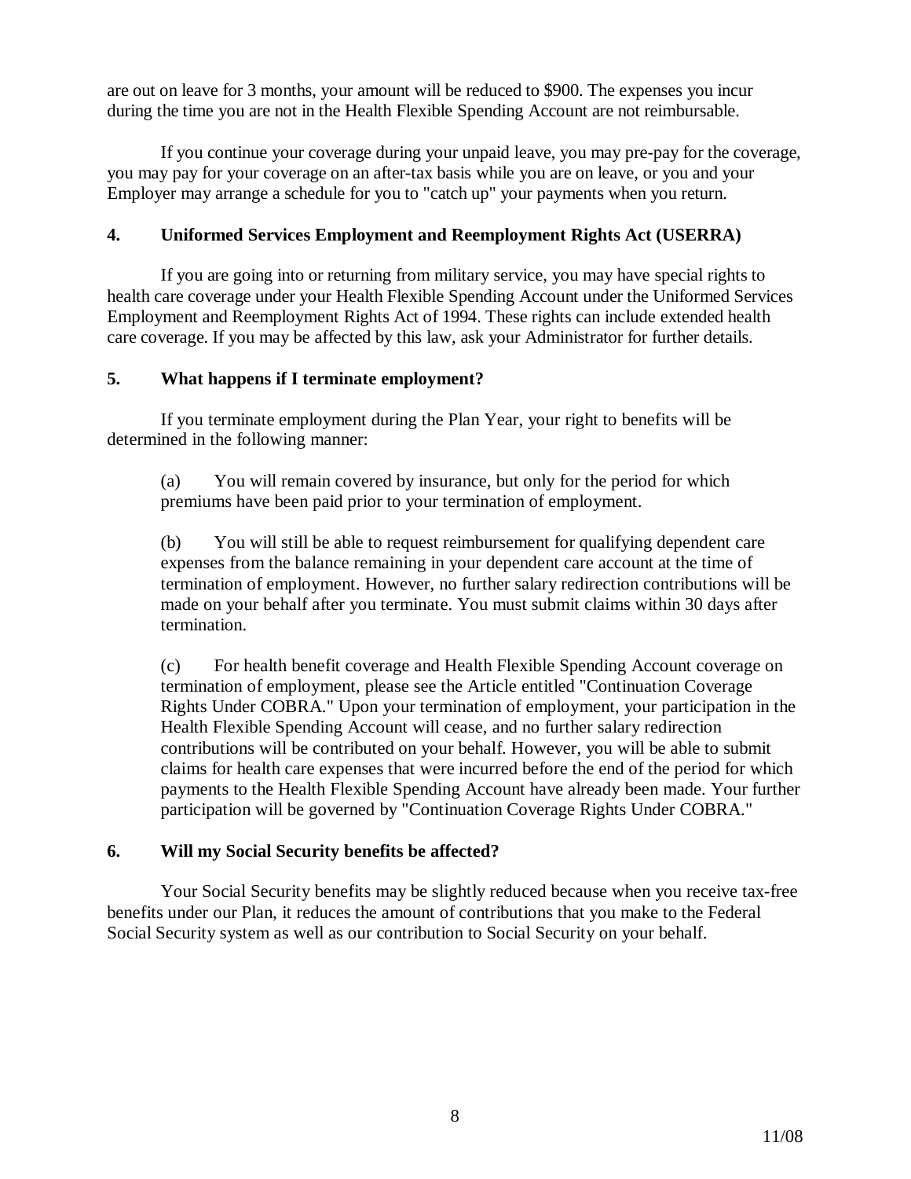are out on leave for 3 months, your amount will be reduced to $900. The expenses you incur during the time you are not in the Health Flexible Spending Account are not reimbursable.

If you continue your coverage during your unpaid leave, you may pre-pay for the coverage, you may pay for your coverage on an after-tax basis while you are on leave, or you and your Employer may arrange a schedule for you to "catch up" your payments when you return.

### 4. Uniformed Services Employment and Reemployment Rights Act (USERRA)

If you are going into or returning from military service, you may have special rights to health care coverage under your Health Flexible Spending Account under the Uniformed Services Employment and Reemployment Rights Act of 1994. These rights can include extended health care coverage. If you may be affected by this law, ask your Administrator for further details.

### 5. What happens if I terminate employment?

If you terminate employment during the Plan Year, your right to benefits will be determined in the following manner:

(a) You will remain covered by insurance, but only for the period for which premiums have been paid prior to your termination of employment.

(b) You will still be able to request reimbursement for qualifying dependent care expenses from the balance remaining in your dependent care account at the time of termination of employment. However, no further salary redirection contributions will be made on your behalf after you terminate. You must submit claims within 30 days after termination.

(c) For health benefit coverage and Health Flexible Spending Account coverage on termination of employment, please see the Article entitled "Continuation Coverage Rights Under COBRA." Upon your termination of employment, your participation in the Health Flexible Spending Account will cease, and no further salary redirection contributions will be contributed on your behalf. However, you will be able to submit claims for health care expenses that were incurred before the end of the period for which payments to the Health Flexible Spending Account have already been made. Your further participation will be governed by "Continuation Coverage Rights Under COBRA."

### 6. Will my Social Security benefits be affected?

Your Social Security benefits may be slightly reduced because when you receive tax-free benefits under our Plan, it reduces the amount of contributions that you make to the Federal Social Security system as well as our contribution to Social Security on your behalf.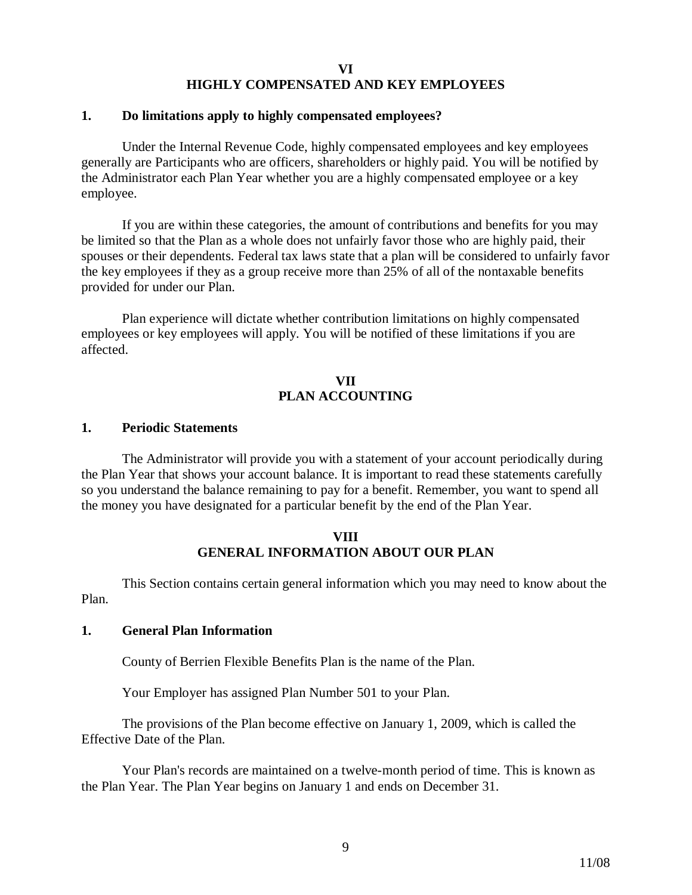## VI
## HIGHLY COMPENSATED AND KEY EMPLOYEES

### 1. Do limitations apply to highly compensated employees?

Under the Internal Revenue Code, highly compensated employees and key employees generally are Participants who are officers, shareholders or highly paid. You will be notified by the Administrator each Plan Year whether you are a highly compensated employee or a key employee.

If you are within these categories, the amount of contributions and benefits for you may be limited so that the Plan as a whole does not unfairly favor those who are highly paid, their spouses or their dependents. Federal tax laws state that a plan will be considered to unfairly favor the key employees if they as a group receive more than 25% of all of the nontaxable benefits provided for under our Plan.

Plan experience will dictate whether contribution limitations on highly compensated employees or key employees will apply. You will be notified of these limitations if you are affected.

## VII
## PLAN ACCOUNTING

### 1. Periodic Statements

The Administrator will provide you with a statement of your account periodically during the Plan Year that shows your account balance. It is important to read these statements carefully so you understand the balance remaining to pay for a benefit. Remember, you want to spend all the money you have designated for a particular benefit by the end of the Plan Year.

## VIII
## GENERAL INFORMATION ABOUT OUR PLAN

This Section contains certain general information which you may need to know about the Plan.

### 1. General Plan Information

County of Berrien Flexible Benefits Plan is the name of the Plan.

Your Employer has assigned Plan Number 501 to your Plan.

The provisions of the Plan become effective on January 1, 2009, which is called the Effective Date of the Plan.

Your Plan's records are maintained on a twelve-month period of time. This is known as the Plan Year. The Plan Year begins on January 1 and ends on December 31.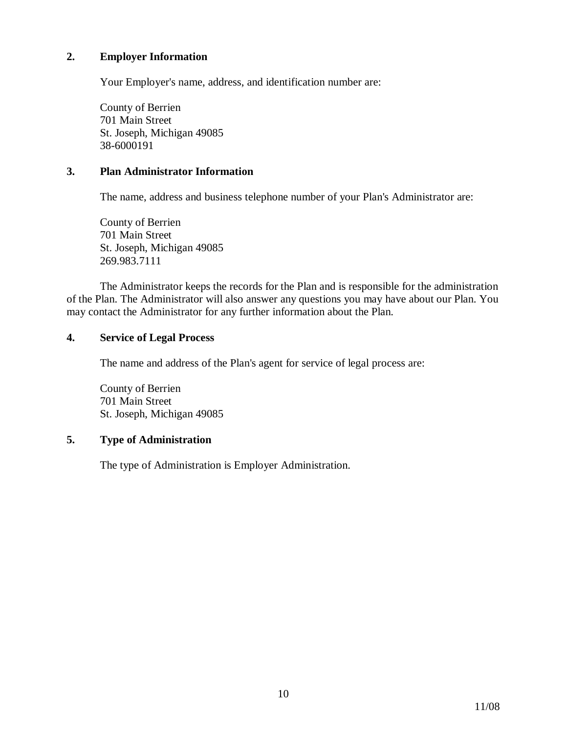**2. Employer Information**

Your Employer's name, address, and identification number are:

County of Berrien
701 Main Street
St. Joseph, Michigan 49085
38-6000191

**3. Plan Administrator Information**

The name, address and business telephone number of your Plan's Administrator are:

County of Berrien
701 Main Street
St. Joseph, Michigan 49085
269.983.7111

The Administrator keeps the records for the Plan and is responsible for the administration of the Plan. The Administrator will also answer any questions you may have about our Plan. You may contact the Administrator for any further information about the Plan.

**4. Service of Legal Process**

The name and address of the Plan's agent for service of legal process are:

County of Berrien
701 Main Street
St. Joseph, Michigan 49085

**5. Type of Administration**

The type of Administration is Employer Administration.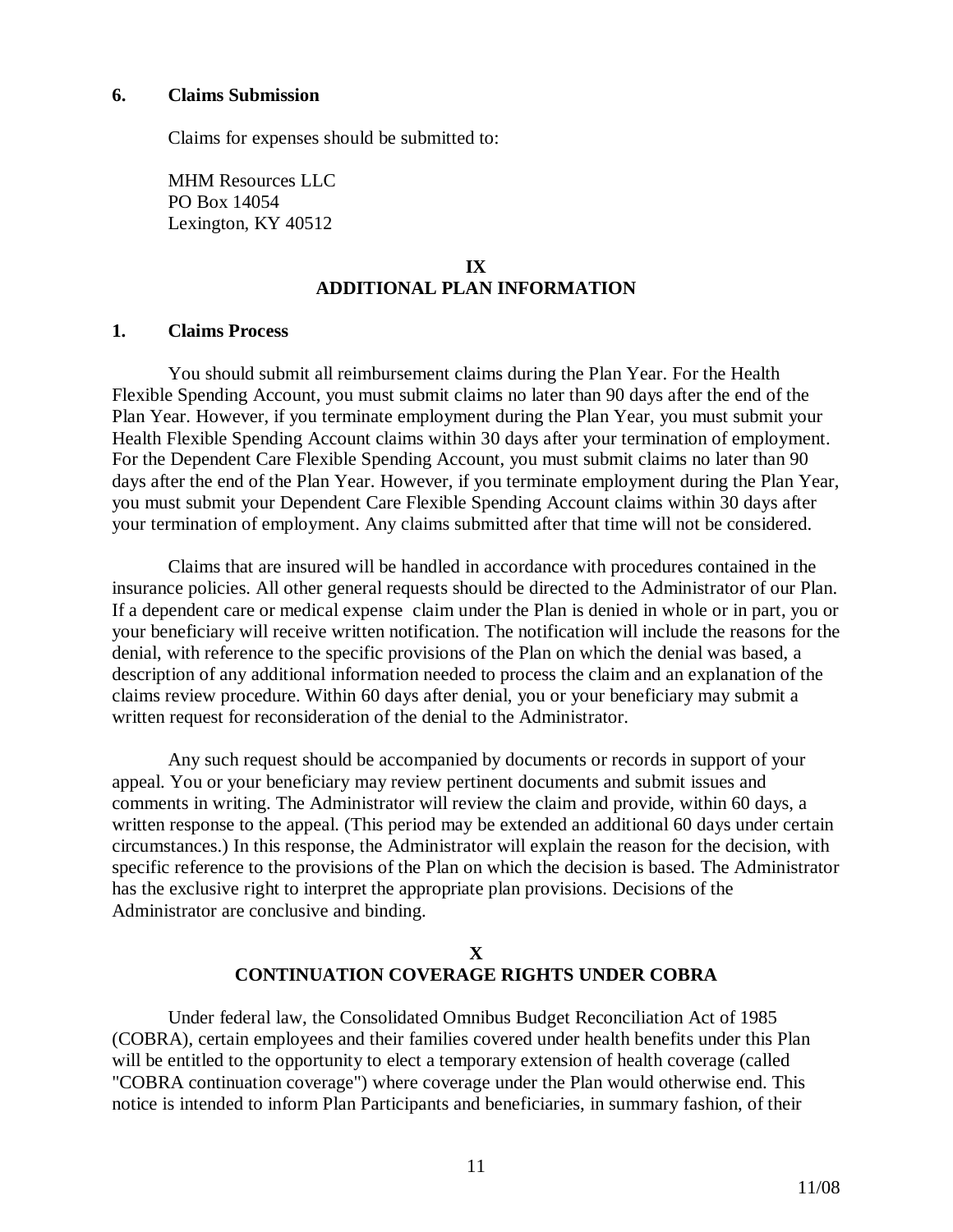### 6. Claims Submission

Claims for expenses should be submitted to:

MHM Resources LLC
PO Box 14054
Lexington, KY 40512

## IX
## ADDITIONAL PLAN INFORMATION

### 1. Claims Process

You should submit all reimbursement claims during the Plan Year. For the Health Flexible Spending Account, you must submit claims no later than 90 days after the end of the Plan Year. However, if you terminate employment during the Plan Year, you must submit your Health Flexible Spending Account claims within 30 days after your termination of employment. For the Dependent Care Flexible Spending Account, you must submit claims no later than 90 days after the end of the Plan Year. However, if you terminate employment during the Plan Year, you must submit your Dependent Care Flexible Spending Account claims within 30 days after your termination of employment. Any claims submitted after that time will not be considered.

Claims that are insured will be handled in accordance with procedures contained in the insurance policies. All other general requests should be directed to the Administrator of our Plan. If a dependent care or medical expense claim under the Plan is denied in whole or in part, you or your beneficiary will receive written notification. The notification will include the reasons for the denial, with reference to the specific provisions of the Plan on which the denial was based, a description of any additional information needed to process the claim and an explanation of the claims review procedure. Within 60 days after denial, you or your beneficiary may submit a written request for reconsideration of the denial to the Administrator.

Any such request should be accompanied by documents or records in support of your appeal. You or your beneficiary may review pertinent documents and submit issues and comments in writing. The Administrator will review the claim and provide, within 60 days, a written response to the appeal. (This period may be extended an additional 60 days under certain circumstances.) In this response, the Administrator will explain the reason for the decision, with specific reference to the provisions of the Plan on which the decision is based. The Administrator has the exclusive right to interpret the appropriate plan provisions. Decisions of the Administrator are conclusive and binding.

## X
## CONTINUATION COVERAGE RIGHTS UNDER COBRA

Under federal law, the Consolidated Omnibus Budget Reconciliation Act of 1985 (COBRA), certain employees and their families covered under health benefits under this Plan will be entitled to the opportunity to elect a temporary extension of health coverage (called "COBRA continuation coverage") where coverage under the Plan would otherwise end. This notice is intended to inform Plan Participants and beneficiaries, in summary fashion, of their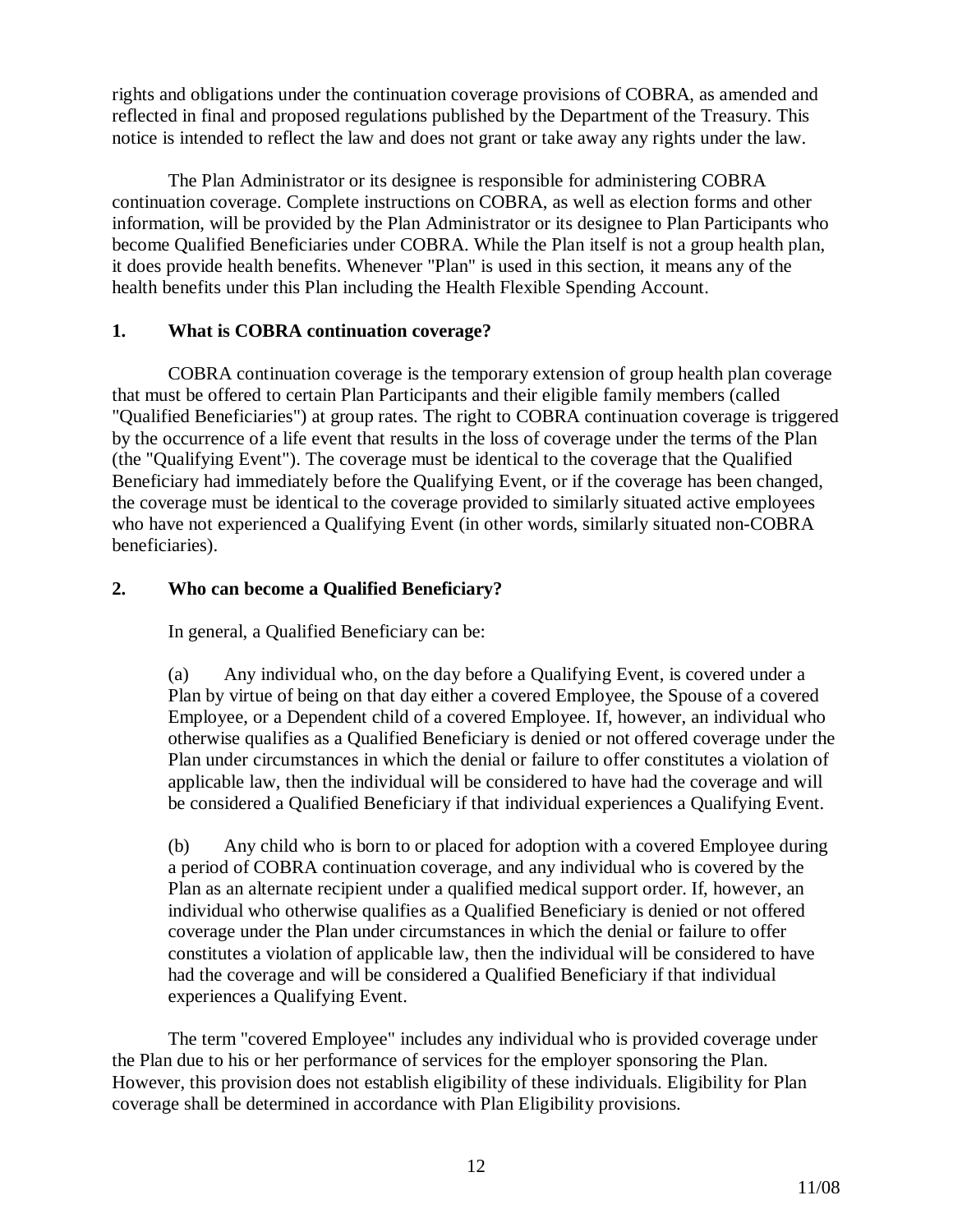rights and obligations under the continuation coverage provisions of COBRA, as amended and reflected in final and proposed regulations published by the Department of the Treasury. This notice is intended to reflect the law and does not grant or take away any rights under the law.

The Plan Administrator or its designee is responsible for administering COBRA continuation coverage. Complete instructions on COBRA, as well as election forms and other information, will be provided by the Plan Administrator or its designee to Plan Participants who become Qualified Beneficiaries under COBRA. While the Plan itself is not a group health plan, it does provide health benefits. Whenever "Plan" is used in this section, it means any of the health benefits under this Plan including the Health Flexible Spending Account.

**1. What is COBRA continuation coverage?**

COBRA continuation coverage is the temporary extension of group health plan coverage that must be offered to certain Plan Participants and their eligible family members (called "Qualified Beneficiaries") at group rates. The right to COBRA continuation coverage is triggered by the occurrence of a life event that results in the loss of coverage under the terms of the Plan (the "Qualifying Event"). The coverage must be identical to the coverage that the Qualified Beneficiary had immediately before the Qualifying Event, or if the coverage has been changed, the coverage must be identical to the coverage provided to similarly situated active employees who have not experienced a Qualifying Event (in other words, similarly situated non-COBRA beneficiaries).

**2. Who can become a Qualified Beneficiary?**

In general, a Qualified Beneficiary can be:

(a) Any individual who, on the day before a Qualifying Event, is covered under a Plan by virtue of being on that day either a covered Employee, the Spouse of a covered Employee, or a Dependent child of a covered Employee. If, however, an individual who otherwise qualifies as a Qualified Beneficiary is denied or not offered coverage under the Plan under circumstances in which the denial or failure to offer constitutes a violation of applicable law, then the individual will be considered to have had the coverage and will be considered a Qualified Beneficiary if that individual experiences a Qualifying Event.

(b) Any child who is born to or placed for adoption with a covered Employee during a period of COBRA continuation coverage, and any individual who is covered by the Plan as an alternate recipient under a qualified medical support order. If, however, an individual who otherwise qualifies as a Qualified Beneficiary is denied or not offered coverage under the Plan under circumstances in which the denial or failure to offer constitutes a violation of applicable law, then the individual will be considered to have had the coverage and will be considered a Qualified Beneficiary if that individual experiences a Qualifying Event.

The term "covered Employee" includes any individual who is provided coverage under the Plan due to his or her performance of services for the employer sponsoring the Plan. However, this provision does not establish eligibility of these individuals. Eligibility for Plan coverage shall be determined in accordance with Plan Eligibility provisions.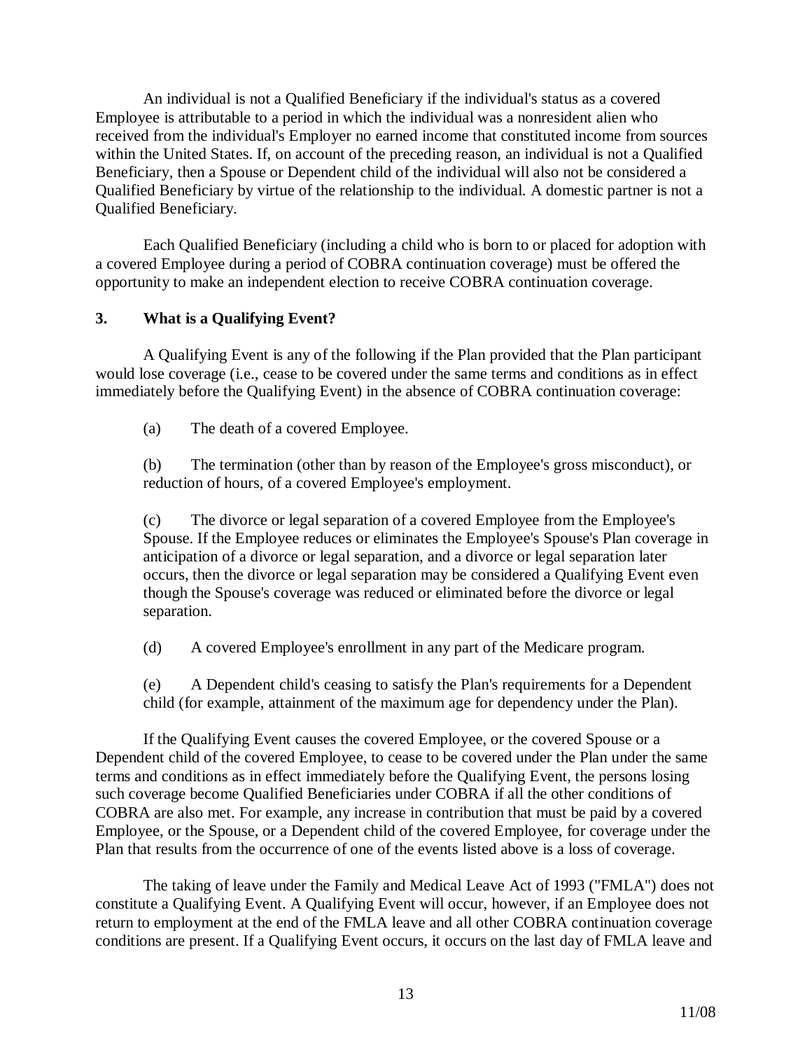An individual is not a Qualified Beneficiary if the individual's status as a covered Employee is attributable to a period in which the individual was a nonresident alien who received from the individual's Employer no earned income that constituted income from sources within the United States. If, on account of the preceding reason, an individual is not a Qualified Beneficiary, then a Spouse or Dependent child of the individual will also not be considered a Qualified Beneficiary by virtue of the relationship to the individual. A domestic partner is not a Qualified Beneficiary.

Each Qualified Beneficiary (including a child who is born to or placed for adoption with a covered Employee during a period of COBRA continuation coverage) must be offered the opportunity to make an independent election to receive COBRA continuation coverage.

### 3. What is a Qualifying Event?

A Qualifying Event is any of the following if the Plan provided that the Plan participant would lose coverage (i.e., cease to be covered under the same terms and conditions as in effect immediately before the Qualifying Event) in the absence of COBRA continuation coverage:

(a) The death of a covered Employee.

(b) The termination (other than by reason of the Employee's gross misconduct), or reduction of hours, of a covered Employee's employment.

(c) The divorce or legal separation of a covered Employee from the Employee's Spouse. If the Employee reduces or eliminates the Employee's Spouse's Plan coverage in anticipation of a divorce or legal separation, and a divorce or legal separation later occurs, then the divorce or legal separation may be considered a Qualifying Event even though the Spouse's coverage was reduced or eliminated before the divorce or legal separation.

(d) A covered Employee's enrollment in any part of the Medicare program.

(e) A Dependent child's ceasing to satisfy the Plan's requirements for a Dependent child (for example, attainment of the maximum age for dependency under the Plan).

If the Qualifying Event causes the covered Employee, or the covered Spouse or a Dependent child of the covered Employee, to cease to be covered under the Plan under the same terms and conditions as in effect immediately before the Qualifying Event, the persons losing such coverage become Qualified Beneficiaries under COBRA if all the other conditions of COBRA are also met. For example, any increase in contribution that must be paid by a covered Employee, or the Spouse, or a Dependent child of the covered Employee, for coverage under the Plan that results from the occurrence of one of the events listed above is a loss of coverage.

The taking of leave under the Family and Medical Leave Act of 1993 ("FMLA") does not constitute a Qualifying Event. A Qualifying Event will occur, however, if an Employee does not return to employment at the end of the FMLA leave and all other COBRA continuation coverage conditions are present. If a Qualifying Event occurs, it occurs on the last day of FMLA leave and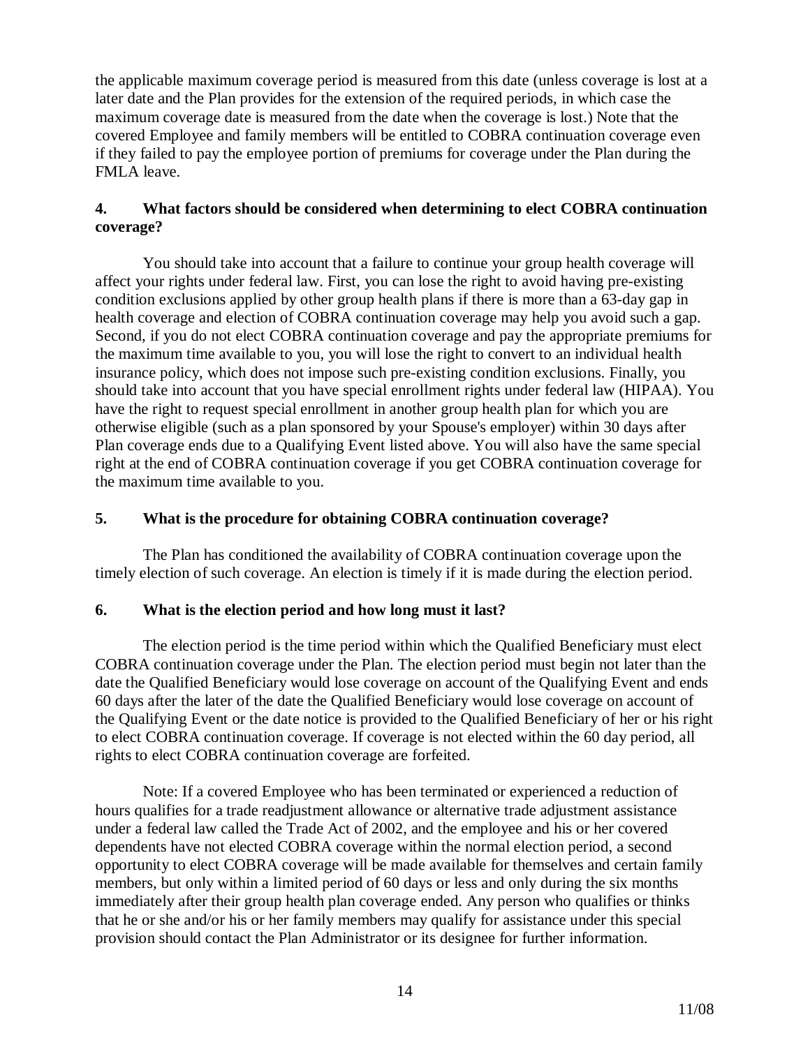the applicable maximum coverage period is measured from this date (unless coverage is lost at a later date and the Plan provides for the extension of the required periods, in which case the maximum coverage date is measured from the date when the coverage is lost.) Note that the covered Employee and family members will be entitled to COBRA continuation coverage even if they failed to pay the employee portion of premiums for coverage under the Plan during the FMLA leave.

**4. What factors should be considered when determining to elect COBRA continuation coverage?**

You should take into account that a failure to continue your group health coverage will affect your rights under federal law. First, you can lose the right to avoid having pre-existing condition exclusions applied by other group health plans if there is more than a 63-day gap in health coverage and election of COBRA continuation coverage may help you avoid such a gap. Second, if you do not elect COBRA continuation coverage and pay the appropriate premiums for the maximum time available to you, you will lose the right to convert to an individual health insurance policy, which does not impose such pre-existing condition exclusions. Finally, you should take into account that you have special enrollment rights under federal law (HIPAA). You have the right to request special enrollment in another group health plan for which you are otherwise eligible (such as a plan sponsored by your Spouse's employer) within 30 days after Plan coverage ends due to a Qualifying Event listed above. You will also have the same special right at the end of COBRA continuation coverage if you get COBRA continuation coverage for the maximum time available to you.

**5. What is the procedure for obtaining COBRA continuation coverage?**

The Plan has conditioned the availability of COBRA continuation coverage upon the timely election of such coverage. An election is timely if it is made during the election period.

**6. What is the election period and how long must it last?**

The election period is the time period within which the Qualified Beneficiary must elect COBRA continuation coverage under the Plan. The election period must begin not later than the date the Qualified Beneficiary would lose coverage on account of the Qualifying Event and ends 60 days after the later of the date the Qualified Beneficiary would lose coverage on account of the Qualifying Event or the date notice is provided to the Qualified Beneficiary of her or his right to elect COBRA continuation coverage. If coverage is not elected within the 60 day period, all rights to elect COBRA continuation coverage are forfeited.

Note: If a covered Employee who has been terminated or experienced a reduction of hours qualifies for a trade readjustment allowance or alternative trade adjustment assistance under a federal law called the Trade Act of 2002, and the employee and his or her covered dependents have not elected COBRA coverage within the normal election period, a second opportunity to elect COBRA coverage will be made available for themselves and certain family members, but only within a limited period of 60 days or less and only during the six months immediately after their group health plan coverage ended. Any person who qualifies or thinks that he or she and/or his or her family members may qualify for assistance under this special provision should contact the Plan Administrator or its designee for further information.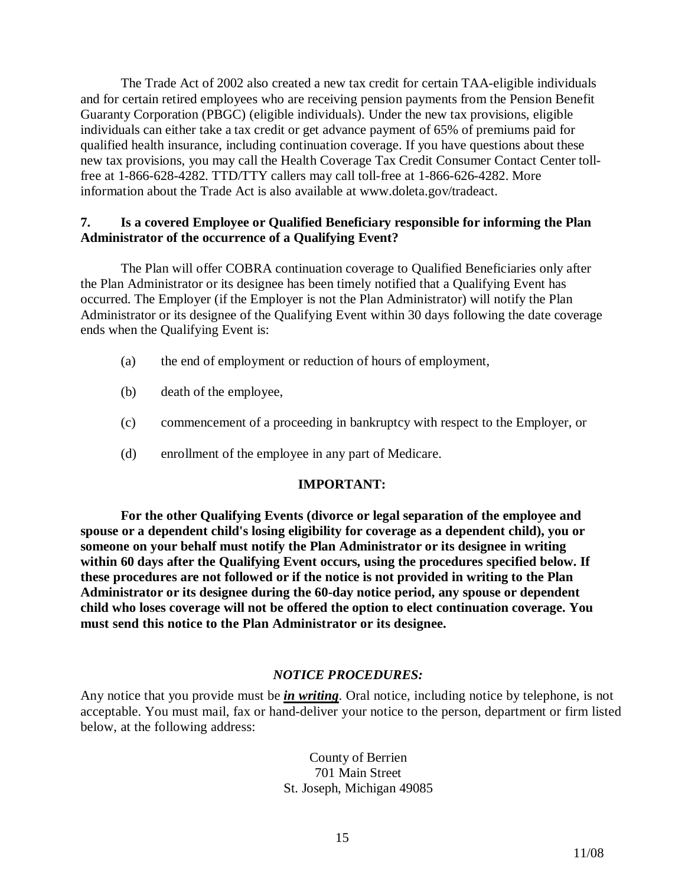The Trade Act of 2002 also created a new tax credit for certain TAA-eligible individuals and for certain retired employees who are receiving pension payments from the Pension Benefit Guaranty Corporation (PBGC) (eligible individuals). Under the new tax provisions, eligible individuals can either take a tax credit or get advance payment of 65% of premiums paid for qualified health insurance, including continuation coverage. If you have questions about these new tax provisions, you may call the Health Coverage Tax Credit Consumer Contact Center toll-free at 1-866-628-4282. TTD/TTY callers may call toll-free at 1-866-626-4282. More information about the Trade Act is also available at www.doleta.gov/tradeact.

**7. Is a covered Employee or Qualified Beneficiary responsible for informing the Plan Administrator of the occurrence of a Qualifying Event?**

The Plan will offer COBRA continuation coverage to Qualified Beneficiaries only after the Plan Administrator or its designee has been timely notified that a Qualifying Event has occurred. The Employer (if the Employer is not the Plan Administrator) will notify the Plan Administrator or its designee of the Qualifying Event within 30 days following the date coverage ends when the Qualifying Event is:

(a) the end of employment or reduction of hours of employment,

(b) death of the employee,

(c) commencement of a proceeding in bankruptcy with respect to the Employer, or

(d) enrollment of the employee in any part of Medicare.

**IMPORTANT:**

**For the other Qualifying Events (divorce or legal separation of the employee and spouse or a dependent child's losing eligibility for coverage as a dependent child), you or someone on your behalf must notify the Plan Administrator or its designee in writing within 60 days after the Qualifying Event occurs, using the procedures specified below. If these procedures are not followed or if the notice is not provided in writing to the Plan Administrator or its designee during the 60-day notice period, any spouse or dependent child who loses coverage will not be offered the option to elect continuation coverage. You must send this notice to the Plan Administrator or its designee.**

***NOTICE PROCEDURES:***

Any notice that you provide must be ***in writing***. Oral notice, including notice by telephone, is not acceptable. You must mail, fax or hand-deliver your notice to the person, department or firm listed below, at the following address:

County of Berrien
701 Main Street
St. Joseph, Michigan 49085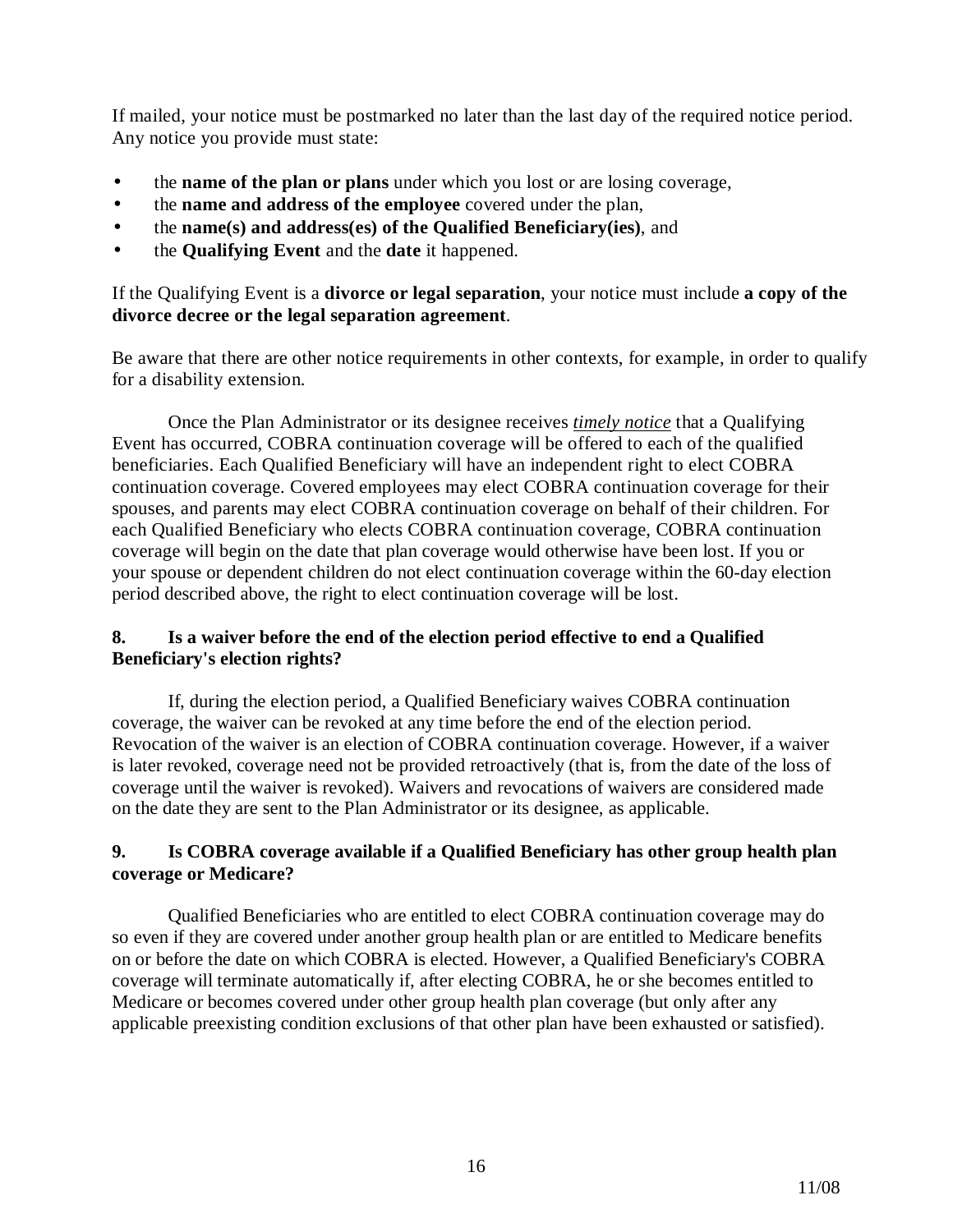If mailed, your notice must be postmarked no later than the last day of the required notice period. Any notice you provide must state:

- the **name of the plan or plans** under which you lost or are losing coverage,
- the **name and address of the employee** covered under the plan,
- the **name(s) and address(es) of the Qualified Beneficiary(ies)**, and
- the **Qualifying Event** and the **date** it happened.

If the Qualifying Event is a **divorce or legal separation**, your notice must include **a copy of the divorce decree or the legal separation agreement**.

Be aware that there are other notice requirements in other contexts, for example, in order to qualify for a disability extension.

Once the Plan Administrator or its designee receives ***timely notice*** that a Qualifying Event has occurred, COBRA continuation coverage will be offered to each of the qualified beneficiaries. Each Qualified Beneficiary will have an independent right to elect COBRA continuation coverage. Covered employees may elect COBRA continuation coverage for their spouses, and parents may elect COBRA continuation coverage on behalf of their children. For each Qualified Beneficiary who elects COBRA continuation coverage, COBRA continuation coverage will begin on the date that plan coverage would otherwise have been lost. If you or your spouse or dependent children do not elect continuation coverage within the 60-day election period described above, the right to elect continuation coverage will be lost.

**8. Is a waiver before the end of the election period effective to end a Qualified Beneficiary's election rights?**

If, during the election period, a Qualified Beneficiary waives COBRA continuation coverage, the waiver can be revoked at any time before the end of the election period. Revocation of the waiver is an election of COBRA continuation coverage. However, if a waiver is later revoked, coverage need not be provided retroactively (that is, from the date of the loss of coverage until the waiver is revoked). Waivers and revocations of waivers are considered made on the date they are sent to the Plan Administrator or its designee, as applicable.

**9. Is COBRA coverage available if a Qualified Beneficiary has other group health plan coverage or Medicare?**

Qualified Beneficiaries who are entitled to elect COBRA continuation coverage may do so even if they are covered under another group health plan or are entitled to Medicare benefits on or before the date on which COBRA is elected. However, a Qualified Beneficiary's COBRA coverage will terminate automatically if, after electing COBRA, he or she becomes entitled to Medicare or becomes covered under other group health plan coverage (but only after any applicable preexisting condition exclusions of that other plan have been exhausted or satisfied).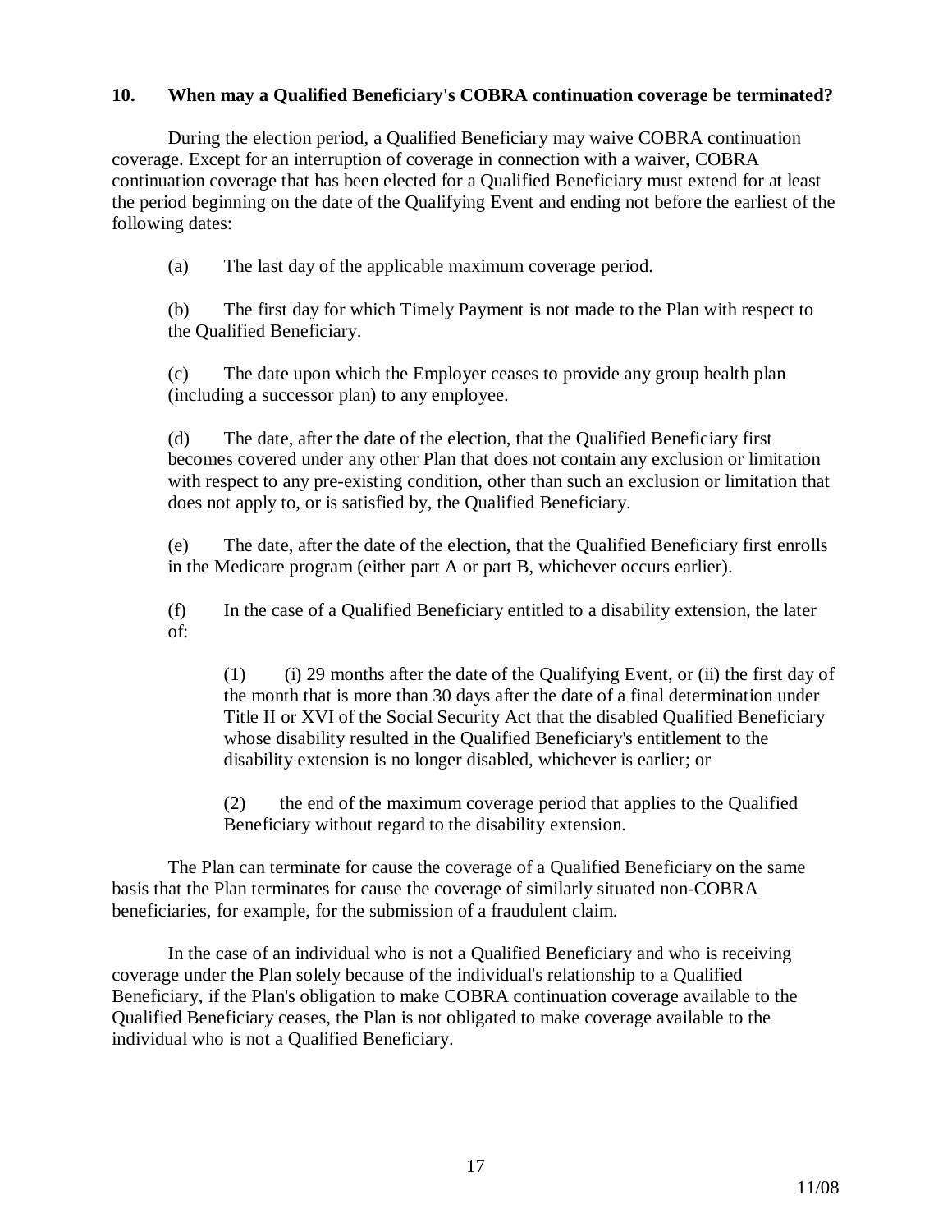### 10. When may a Qualified Beneficiary's COBRA continuation coverage be terminated?

During the election period, a Qualified Beneficiary may waive COBRA continuation coverage. Except for an interruption of coverage in connection with a waiver, COBRA continuation coverage that has been elected for a Qualified Beneficiary must extend for at least the period beginning on the date of the Qualifying Event and ending not before the earliest of the following dates:

(a) The last day of the applicable maximum coverage period.

(b) The first day for which Timely Payment is not made to the Plan with respect to the Qualified Beneficiary.

(c) The date upon which the Employer ceases to provide any group health plan (including a successor plan) to any employee.

(d) The date, after the date of the election, that the Qualified Beneficiary first becomes covered under any other Plan that does not contain any exclusion or limitation with respect to any pre-existing condition, other than such an exclusion or limitation that does not apply to, or is satisfied by, the Qualified Beneficiary.

(e) The date, after the date of the election, that the Qualified Beneficiary first enrolls in the Medicare program (either part A or part B, whichever occurs earlier).

(f) In the case of a Qualified Beneficiary entitled to a disability extension, the later of:

> (1) (i) 29 months after the date of the Qualifying Event, or (ii) the first day of the month that is more than 30 days after the date of a final determination under Title II or XVI of the Social Security Act that the disabled Qualified Beneficiary whose disability resulted in the Qualified Beneficiary's entitlement to the disability extension is no longer disabled, whichever is earlier; or
>
> (2) the end of the maximum coverage period that applies to the Qualified Beneficiary without regard to the disability extension.

The Plan can terminate for cause the coverage of a Qualified Beneficiary on the same basis that the Plan terminates for cause the coverage of similarly situated non-COBRA beneficiaries, for example, for the submission of a fraudulent claim.

In the case of an individual who is not a Qualified Beneficiary and who is receiving coverage under the Plan solely because of the individual's relationship to a Qualified Beneficiary, if the Plan's obligation to make COBRA continuation coverage available to the Qualified Beneficiary ceases, the Plan is not obligated to make coverage available to the individual who is not a Qualified Beneficiary.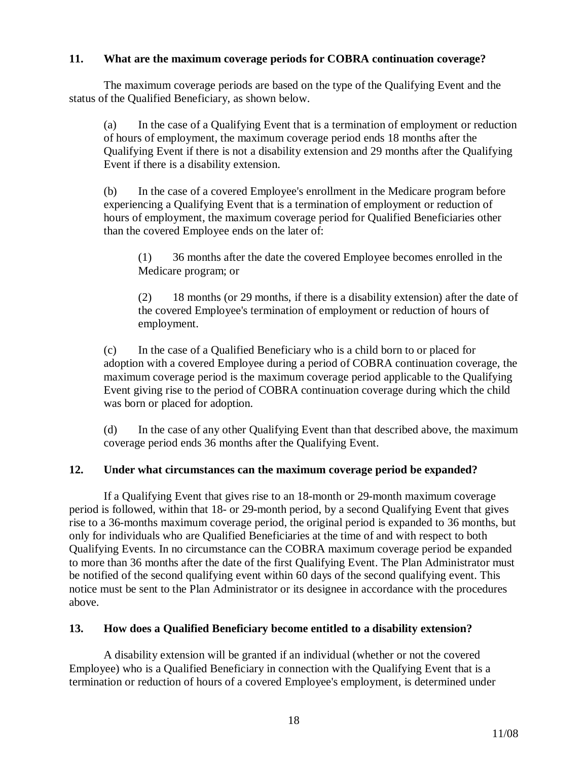**11. What are the maximum coverage periods for COBRA continuation coverage?**

The maximum coverage periods are based on the type of the Qualifying Event and the status of the Qualified Beneficiary, as shown below.

(a) In the case of a Qualifying Event that is a termination of employment or reduction of hours of employment, the maximum coverage period ends 18 months after the Qualifying Event if there is not a disability extension and 29 months after the Qualifying Event if there is a disability extension.

(b) In the case of a covered Employee's enrollment in the Medicare program before experiencing a Qualifying Event that is a termination of employment or reduction of hours of employment, the maximum coverage period for Qualified Beneficiaries other than the covered Employee ends on the later of:

(1) 36 months after the date the covered Employee becomes enrolled in the Medicare program; or

(2) 18 months (or 29 months, if there is a disability extension) after the date of the covered Employee's termination of employment or reduction of hours of employment.

(c) In the case of a Qualified Beneficiary who is a child born to or placed for adoption with a covered Employee during a period of COBRA continuation coverage, the maximum coverage period is the maximum coverage period applicable to the Qualifying Event giving rise to the period of COBRA continuation coverage during which the child was born or placed for adoption.

(d) In the case of any other Qualifying Event than that described above, the maximum coverage period ends 36 months after the Qualifying Event.

**12. Under what circumstances can the maximum coverage period be expanded?**

If a Qualifying Event that gives rise to an 18-month or 29-month maximum coverage period is followed, within that 18- or 29-month period, by a second Qualifying Event that gives rise to a 36-months maximum coverage period, the original period is expanded to 36 months, but only for individuals who are Qualified Beneficiaries at the time of and with respect to both Qualifying Events. In no circumstance can the COBRA maximum coverage period be expanded to more than 36 months after the date of the first Qualifying Event. The Plan Administrator must be notified of the second qualifying event within 60 days of the second qualifying event. This notice must be sent to the Plan Administrator or its designee in accordance with the procedures above.

**13. How does a Qualified Beneficiary become entitled to a disability extension?**

A disability extension will be granted if an individual (whether or not the covered Employee) who is a Qualified Beneficiary in connection with the Qualifying Event that is a termination or reduction of hours of a covered Employee's employment, is determined under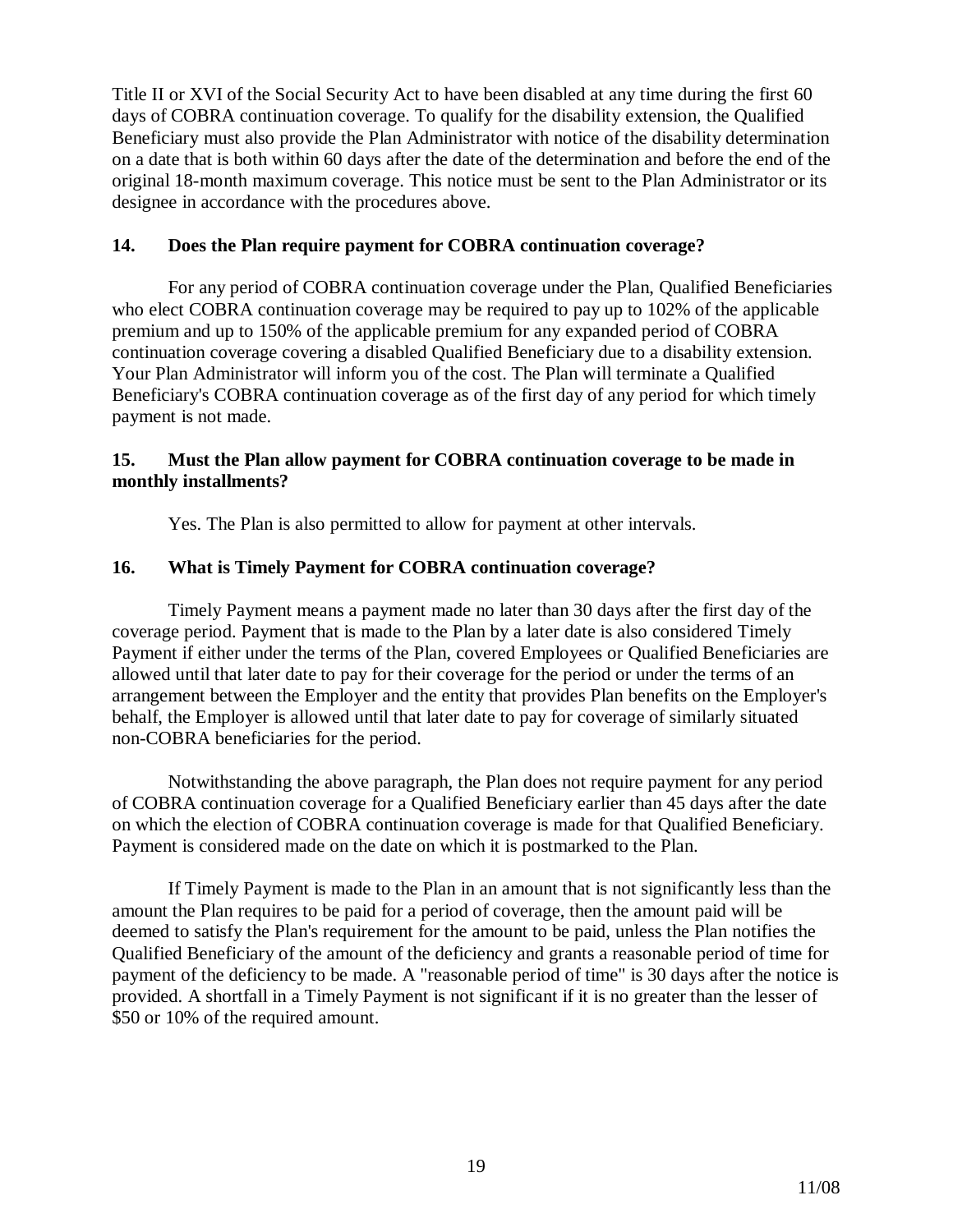Title II or XVI of the Social Security Act to have been disabled at any time during the first 60 days of COBRA continuation coverage. To qualify for the disability extension, the Qualified Beneficiary must also provide the Plan Administrator with notice of the disability determination on a date that is both within 60 days after the date of the determination and before the end of the original 18-month maximum coverage. This notice must be sent to the Plan Administrator or its designee in accordance with the procedures above.

**14. Does the Plan require payment for COBRA continuation coverage?**

For any period of COBRA continuation coverage under the Plan, Qualified Beneficiaries who elect COBRA continuation coverage may be required to pay up to 102% of the applicable premium and up to 150% of the applicable premium for any expanded period of COBRA continuation coverage covering a disabled Qualified Beneficiary due to a disability extension. Your Plan Administrator will inform you of the cost. The Plan will terminate a Qualified Beneficiary's COBRA continuation coverage as of the first day of any period for which timely payment is not made.

**15. Must the Plan allow payment for COBRA continuation coverage to be made in monthly installments?**

Yes. The Plan is also permitted to allow for payment at other intervals.

**16. What is Timely Payment for COBRA continuation coverage?**

Timely Payment means a payment made no later than 30 days after the first day of the coverage period. Payment that is made to the Plan by a later date is also considered Timely Payment if either under the terms of the Plan, covered Employees or Qualified Beneficiaries are allowed until that later date to pay for their coverage for the period or under the terms of an arrangement between the Employer and the entity that provides Plan benefits on the Employer's behalf, the Employer is allowed until that later date to pay for coverage of similarly situated non-COBRA beneficiaries for the period.

Notwithstanding the above paragraph, the Plan does not require payment for any period of COBRA continuation coverage for a Qualified Beneficiary earlier than 45 days after the date on which the election of COBRA continuation coverage is made for that Qualified Beneficiary. Payment is considered made on the date on which it is postmarked to the Plan.

If Timely Payment is made to the Plan in an amount that is not significantly less than the amount the Plan requires to be paid for a period of coverage, then the amount paid will be deemed to satisfy the Plan's requirement for the amount to be paid, unless the Plan notifies the Qualified Beneficiary of the amount of the deficiency and grants a reasonable period of time for payment of the deficiency to be made. A "reasonable period of time" is 30 days after the notice is provided. A shortfall in a Timely Payment is not significant if it is no greater than the lesser of $50 or 10% of the required amount.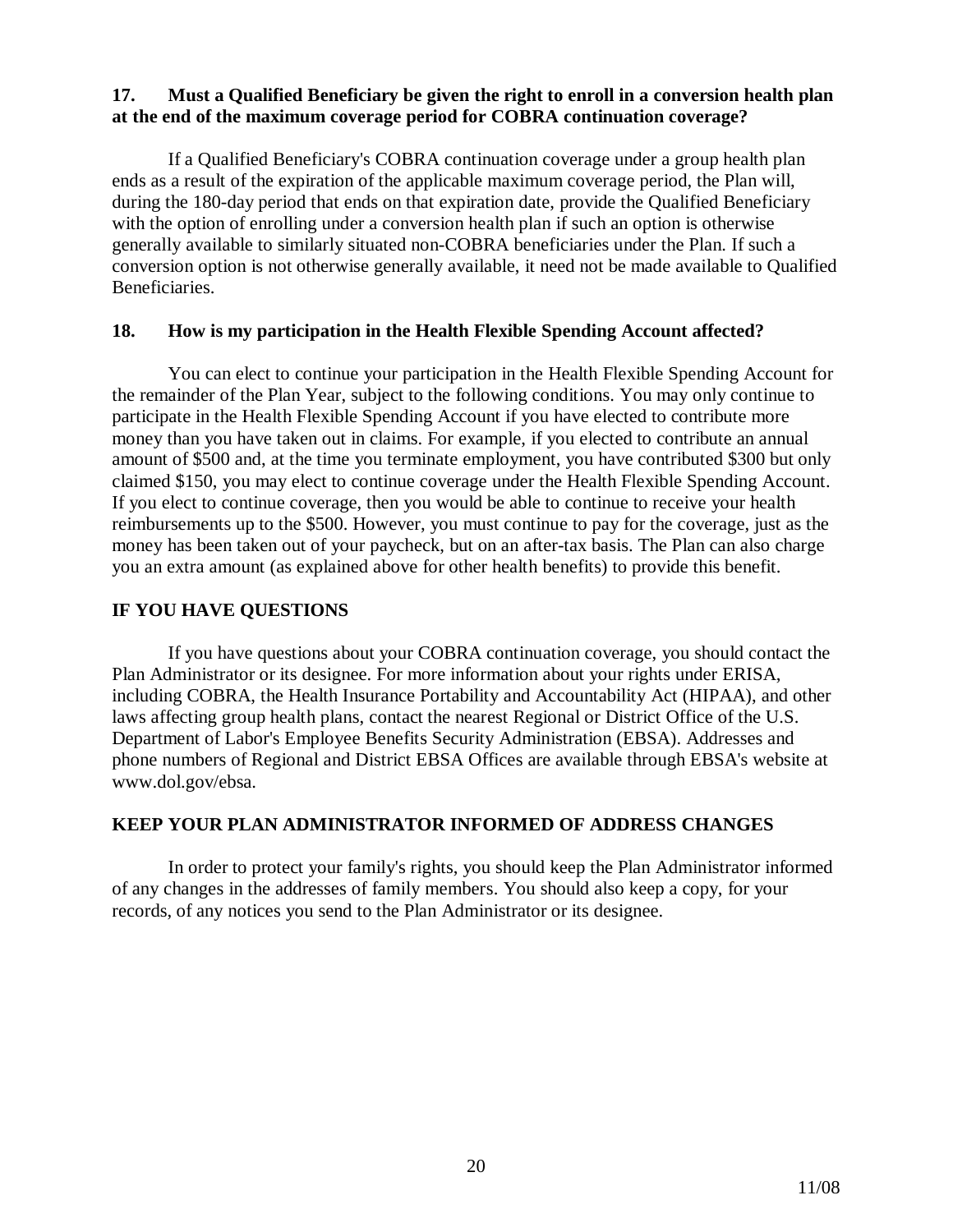**17. Must a Qualified Beneficiary be given the right to enroll in a conversion health plan at the end of the maximum coverage period for COBRA continuation coverage?**

If a Qualified Beneficiary's COBRA continuation coverage under a group health plan ends as a result of the expiration of the applicable maximum coverage period, the Plan will, during the 180-day period that ends on that expiration date, provide the Qualified Beneficiary with the option of enrolling under a conversion health plan if such an option is otherwise generally available to similarly situated non-COBRA beneficiaries under the Plan. If such a conversion option is not otherwise generally available, it need not be made available to Qualified Beneficiaries.

**18. How is my participation in the Health Flexible Spending Account affected?**

You can elect to continue your participation in the Health Flexible Spending Account for the remainder of the Plan Year, subject to the following conditions. You may only continue to participate in the Health Flexible Spending Account if you have elected to contribute more money than you have taken out in claims. For example, if you elected to contribute an annual amount of $500 and, at the time you terminate employment, you have contributed $300 but only claimed $150, you may elect to continue coverage under the Health Flexible Spending Account. If you elect to continue coverage, then you would be able to continue to receive your health reimbursements up to the $500. However, you must continue to pay for the coverage, just as the money has been taken out of your paycheck, but on an after-tax basis. The Plan can also charge you an extra amount (as explained above for other health benefits) to provide this benefit.

**IF YOU HAVE QUESTIONS**

If you have questions about your COBRA continuation coverage, you should contact the Plan Administrator or its designee. For more information about your rights under ERISA, including COBRA, the Health Insurance Portability and Accountability Act (HIPAA), and other laws affecting group health plans, contact the nearest Regional or District Office of the U.S. Department of Labor's Employee Benefits Security Administration (EBSA). Addresses and phone numbers of Regional and District EBSA Offices are available through EBSA's website at www.dol.gov/ebsa.

**KEEP YOUR PLAN ADMINISTRATOR INFORMED OF ADDRESS CHANGES**

In order to protect your family's rights, you should keep the Plan Administrator informed of any changes in the addresses of family members. You should also keep a copy, for your records, of any notices you send to the Plan Administrator or its designee.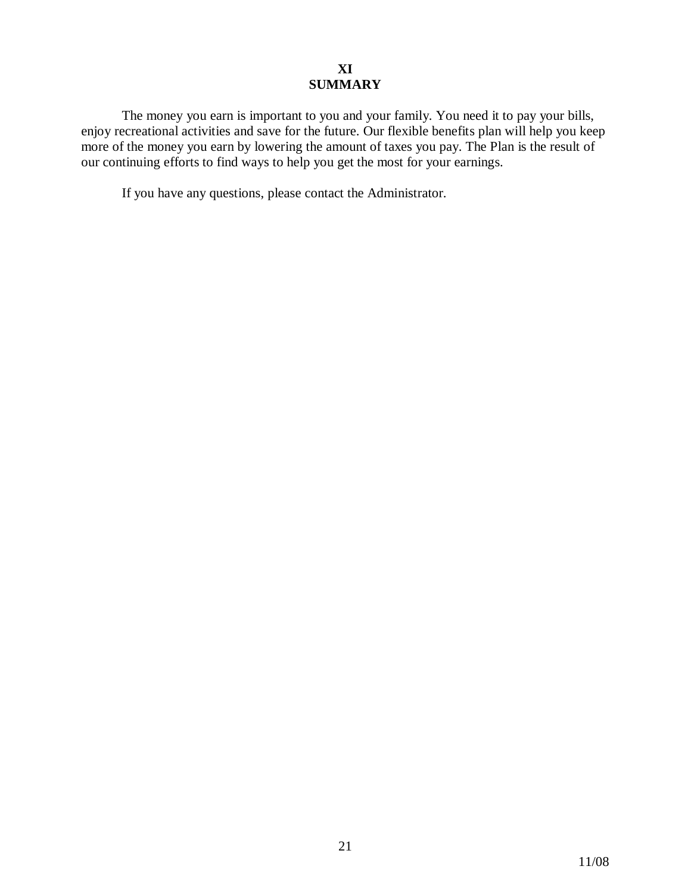# XI
# SUMMARY

The money you earn is important to you and your family. You need it to pay your bills, enjoy recreational activities and save for the future. Our flexible benefits plan will help you keep more of the money you earn by lowering the amount of taxes you pay. The Plan is the result of our continuing efforts to find ways to help you get the most for your earnings.

If you have any questions, please contact the Administrator.